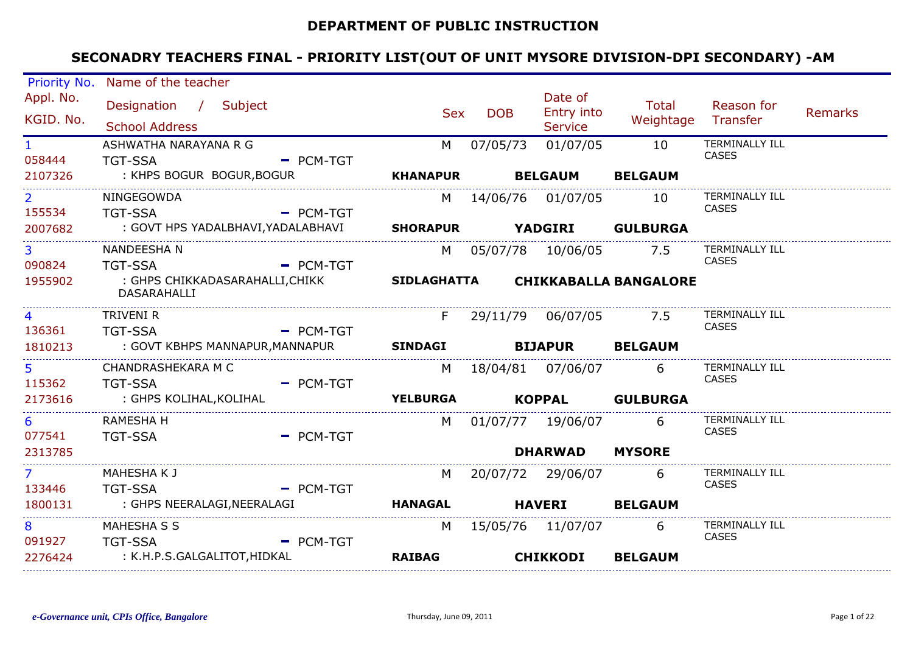# DEPARTMENT OF PUBLIC INSTRUCTION

## SECONADRY TEACHERS FINAL - PRIORITY LIST(OUT OF UNIT MYSORE DIVISION-DPI SECONDARY) -AM

| Priority No. / Appl. No. / KGID. No. | Name of the teacher / Designation / Subject / School Address | Sex | DOB | Date of Entry into Service | Total Weightage | Reason for Transfer | Remarks |
|---|---|---|---|---|---|---|---|
| 1<br>058444<br>2107326 | ASHWATHA NARAYANA R G<br>TGT-SSA - PCM-TGT<br>: KHPS BOGUR BOGUR,BOGUR<br>**KHANAPUR** **BELGAUM** **BELGAUM** | M | 07/05/73 | 01/07/05 | 10 | TERMINALLY ILL CASES | |
| 2<br>155534<br>2007682 | NINGEGOWDA<br>TGT-SSA - PCM-TGT<br>: GOVT HPS YADALBHAVI,YADALABHAVI<br>**SHORAPUR** **YADGIRI** **GULBURGA** | M | 14/06/76 | 01/07/05 | 10 | TERMINALLY ILL CASES | |
| 3<br>090824<br>1955902 | NANDEESHA N<br>TGT-SSA - PCM-TGT<br>: GHPS CHIKKADASARAHALLI,CHIKK DASARAHALLI<br>**SIDLAGHATTA** **CHIKKABALLA BANGALORE** | M | 05/07/78 | 10/06/05 | 7.5 | TERMINALLY ILL CASES | |
| 4<br>136361<br>1810213 | TRIVENI R<br>TGT-SSA - PCM-TGT<br>: GOVT KBHPS MANNAPUR,MANNAPUR<br>**SINDAGI** **BIJAPUR** **BELGAUM** | F | 29/11/79 | 06/07/05 | 7.5 | TERMINALLY ILL CASES | |
| 5<br>115362<br>2173616 | CHANDRASHEKARA M C<br>TGT-SSA - PCM-TGT<br>: GHPS KOLIHAL,KOLIHAL<br>**YELBURGA** **KOPPAL** **GULBURGA** | M | 18/04/81 | 07/06/07 | 6 | TERMINALLY ILL CASES | |
| 6<br>077541<br>2313785 | RAMESHA H<br>TGT-SSA - PCM-TGT<br>**DHARWAD** **MYSORE** | M | 01/07/77 | 19/06/07 | 6 | TERMINALLY ILL CASES | |
| 7<br>133446<br>1800131 | MAHESHA K J<br>TGT-SSA - PCM-TGT<br>: GHPS NEERALAGI,NEERALAGI<br>**HANAGAL** **HAVERI** **BELGAUM** | M | 20/07/72 | 29/06/07 | 6 | TERMINALLY ILL CASES | |
| 8<br>091927<br>2276424 | MAHESHA S S<br>TGT-SSA - PCM-TGT<br>: K.H.P.S.GALGALITOT,HIDKAL<br>**RAIBAG** **CHIKKODI** **BELGAUM** | M | 15/05/76 | 11/07/07 | 6 | TERMINALLY ILL CASES | |

*e-Governance unit, CPIs Office, Bangalore* Thursday, June 09, 2011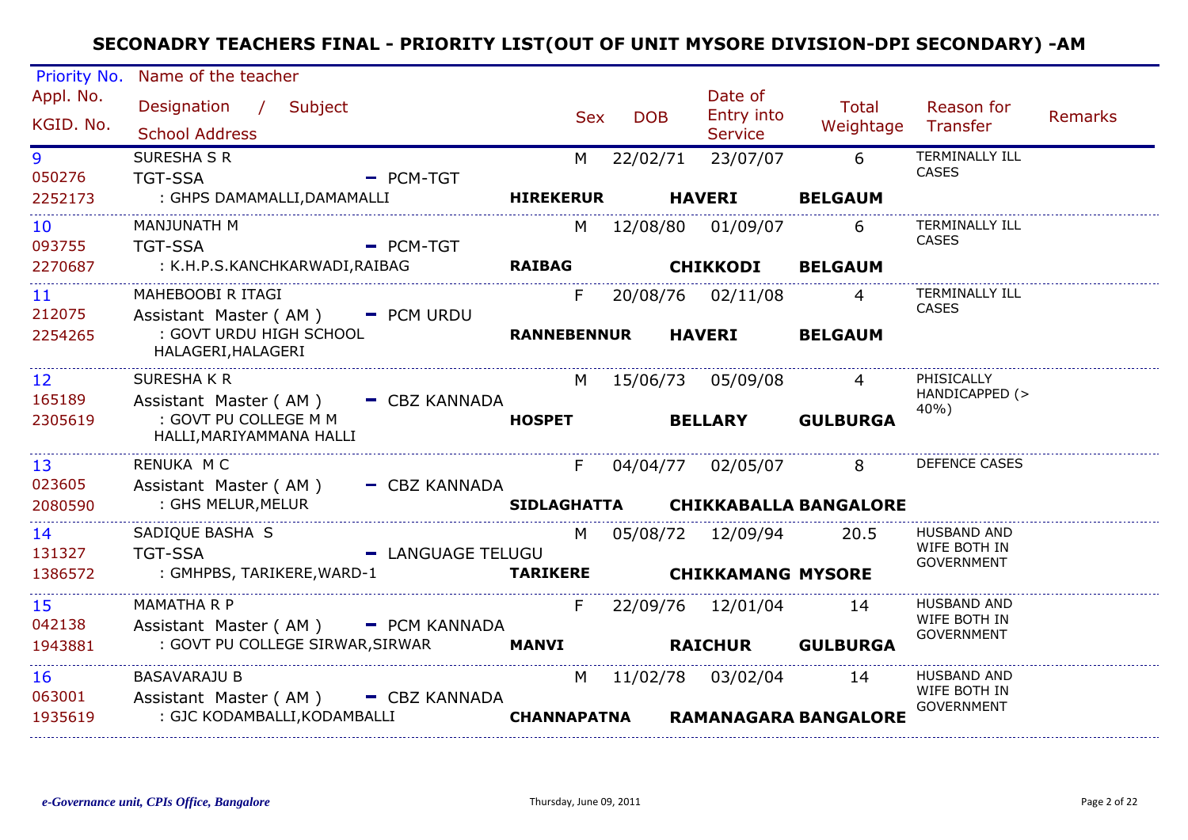# SECONADRY TEACHERS FINAL - PRIORITY LIST(OUT OF UNIT MYSORE DIVISION-DPI SECONDARY) -AM

| Priority No. / Appl. No. / KGID. No. | Name of the teacher / Designation / Subject / School Address | Sex | DOB | Date of Entry into Service | Total Weightage | Reason for Transfer | Remarks |
|---|---|---|---|---|---|---|---|
| 9<br>050276<br>2252173 | SURESHA S R<br>TGT-SSA - PCM-TGT<br>: GHPS DAMAMALLI,DAMAMALLI **HIREKERUR HAVERI BELGAUM** | M | 22/02/71 | 23/07/07 | 6 | TERMINALLY ILL CASES | |
| 10<br>093755<br>2270687 | MANJUNATH M<br>TGT-SSA - PCM-TGT<br>: K.H.P.S.KANCHKARWADI,RAIBAG **RAIBAG CHIKKODI BELGAUM** | M | 12/08/80 | 01/09/07 | 6 | TERMINALLY ILL CASES | |
| 11<br>212075<br>2254265 | MAHEBOOBI R ITAGI<br>Assistant Master ( AM ) - PCM URDU<br>: GOVT URDU HIGH SCHOOL HALAGERI,HALAGERI **RANNEBENNUR HAVERI BELGAUM** | F | 20/08/76 | 02/11/08 | 4 | TERMINALLY ILL CASES | |
| 12<br>165189<br>2305619 | SURESHA K R<br>Assistant Master ( AM ) - CBZ KANNADA<br>: GOVT PU COLLEGE M M HALLI,MARIYAMMANA HALLI **HOSPET BELLARY GULBURGA** | M | 15/06/73 | 05/09/08 | 4 | PHISICALLY HANDICAPPED (> 40%) | |
| 13<br>023605<br>2080590 | RENUKA M C<br>Assistant Master ( AM ) - CBZ KANNADA<br>: GHS MELUR,MELUR **SIDLAGHATTA CHIKKABALLA BANGALORE** | F | 04/04/77 | 02/05/07 | 8 | DEFENCE CASES | |
| 14<br>131327<br>1386572 | SADIQUE BASHA S<br>TGT-SSA - LANGUAGE TELUGU<br>: GMHPBS, TARIKERE,WARD-1 **TARIKERE CHIKKAMANG MYSORE** | M | 05/08/72 | 12/09/94 | 20.5 | HUSBAND AND WIFE BOTH IN GOVERNMENT | |
| 15<br>042138<br>1943881 | MAMATHA R P<br>Assistant Master ( AM ) - PCM KANNADA<br>: GOVT PU COLLEGE SIRWAR,SIRWAR **MANVI RAICHUR GULBURGA** | F | 22/09/76 | 12/01/04 | 14 | HUSBAND AND WIFE BOTH IN GOVERNMENT | |
| 16<br>063001<br>1935619 | BASAVARAJU B<br>Assistant Master ( AM ) - CBZ KANNADA<br>: GJC KODAMBALLI,KODAMBALLI **CHANNAPATNA RAMANAGARA BANGALORE** | M | 11/02/78 | 03/02/04 | 14 | HUSBAND AND WIFE BOTH IN GOVERNMENT | |

*e-Governance unit, CPIs Office, Bangalore*  Thursday, June 09, 2011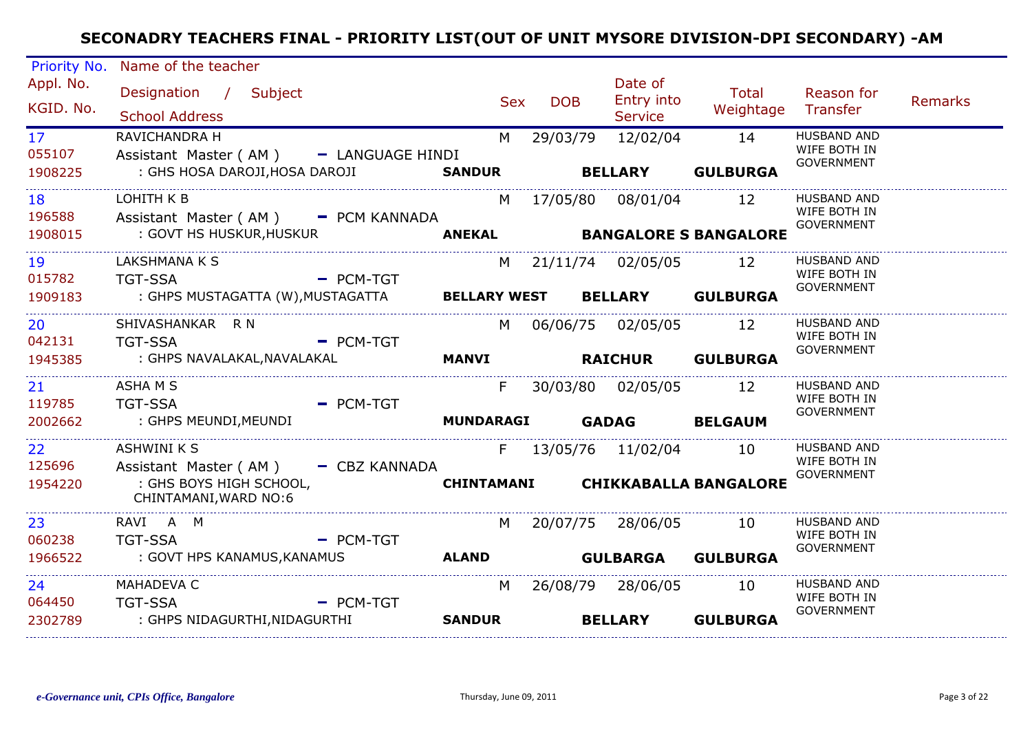# SECONADRY TEACHERS FINAL - PRIORITY LIST(OUT OF UNIT MYSORE DIVISION-DPI SECONDARY) -AM

| Priority No. / Appl. No. / KGID. No. | Name of the teacher / Designation / Subject / School Address | Sex | DOB | Date of Entry into Service | Total Weightage | Reason for Transfer | Remarks |
|---|---|---|---|---|---|---|---|
| 17 / 055107 / 1908225 | RAVICHANDRA H / Assistant Master ( AM ) - LANGUAGE HINDI / : GHS HOSA DAROJI,HOSA DAROJI **SANDUR** **BELLARY** **GULBURGA** | M | 29/03/79 | 12/02/04 | 14 | HUSBAND AND WIFE BOTH IN GOVERNMENT | |
| 18 / 196588 / 1908015 | LOHITH K B / Assistant Master ( AM ) - PCM KANNADA / : GOVT HS HUSKUR,HUSKUR **ANEKAL** **BANGALORE S** **BANGALORE** | M | 17/05/80 | 08/01/04 | 12 | HUSBAND AND WIFE BOTH IN GOVERNMENT | |
| 19 / 015782 / 1909183 | LAKSHMANA K S / TGT-SSA - PCM-TGT / : GHPS MUSTAGATTA (W),MUSTAGATTA **BELLARY WEST** **BELLARY** **GULBURGA** | M | 21/11/74 | 02/05/05 | 12 | HUSBAND AND WIFE BOTH IN GOVERNMENT | |
| 20 / 042131 / 1945385 | SHIVASHANKAR R N / TGT-SSA - PCM-TGT / : GHPS NAVALAKAL,NAVALAKAL **MANVI** **RAICHUR** **GULBURGA** | M | 06/06/75 | 02/05/05 | 12 | HUSBAND AND WIFE BOTH IN GOVERNMENT | |
| 21 / 119785 / 2002662 | ASHA M S / TGT-SSA - PCM-TGT / : GHPS MEUNDI,MEUNDI **MUNDARAGI** **GADAG** **BELGAUM** | F | 30/03/80 | 02/05/05 | 12 | HUSBAND AND WIFE BOTH IN GOVERNMENT | |
| 22 / 125696 / 1954220 | ASHWINI K S / Assistant Master ( AM ) - CBZ KANNADA / : GHS BOYS HIGH SCHOOL, CHINTAMANI,WARD NO:6 **CHINTAMANI** **CHIKKABALLA** **BANGALORE** | F | 13/05/76 | 11/02/04 | 10 | HUSBAND AND WIFE BOTH IN GOVERNMENT | |
| 23 / 060238 / 1966522 | RAVI A M / TGT-SSA - PCM-TGT / : GOVT HPS KANAMUS,KANAMUS **ALAND** **GULBARGA** **GULBURGA** | M | 20/07/75 | 28/06/05 | 10 | HUSBAND AND WIFE BOTH IN GOVERNMENT | |
| 24 / 064450 / 2302789 | MAHADEVA C / TGT-SSA - PCM-TGT / : GHPS NIDAGURTHI,NIDAGURTHI **SANDUR** **BELLARY** **GULBURGA** | M | 26/08/79 | 28/06/05 | 10 | HUSBAND AND WIFE BOTH IN GOVERNMENT | |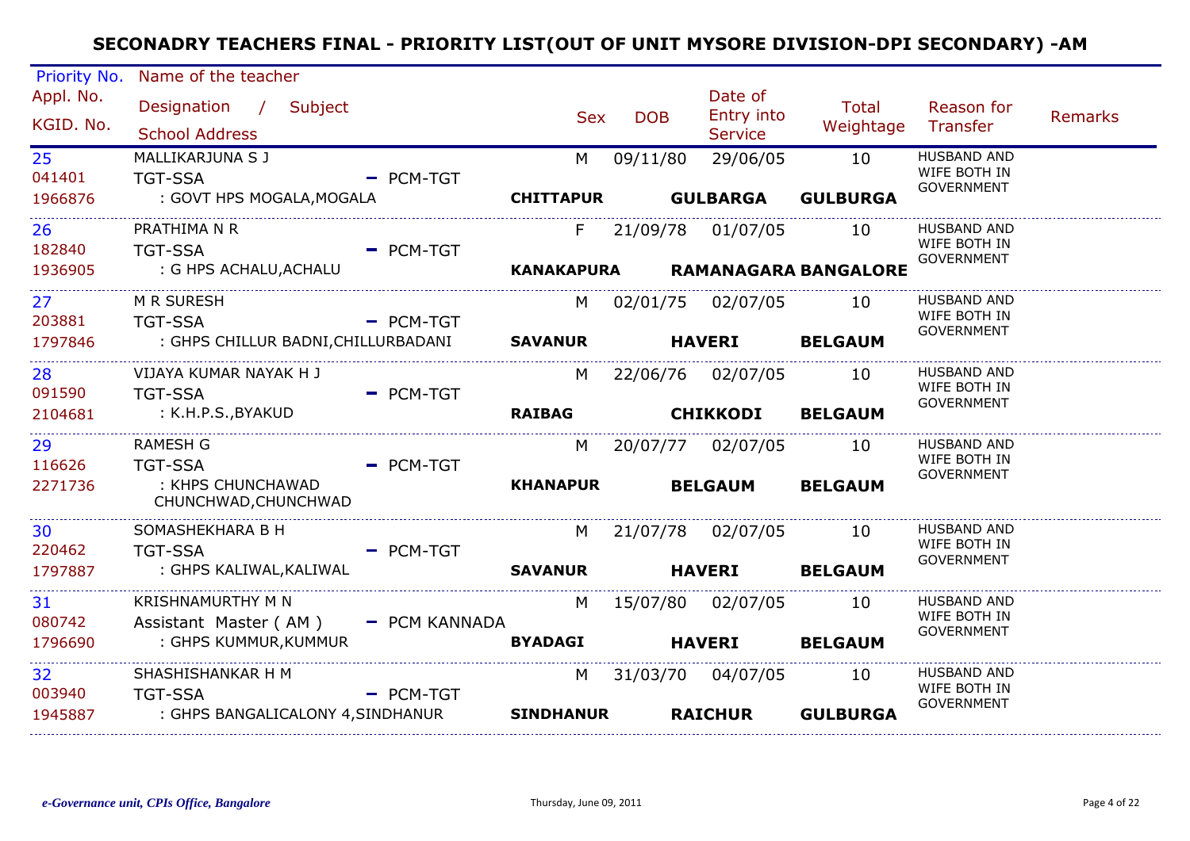# SECONADRY TEACHERS FINAL - PRIORITY LIST(OUT OF UNIT MYSORE DIVISION-DPI SECONDARY) -AM

| Priority No. / Appl. No. / KGID. No. | Name of the teacher / Designation / Subject / School Address | Sex | DOB | Date of Entry into Service | Total Weightage | Reason for Transfer | Remarks |
|---|---|---|---|---|---|---|---|
| 25<br>041401<br>1966876 | MALLIKARJUNA S J<br>TGT-SSA - PCM-TGT<br>: GOVT HPS MOGALA,MOGALA<br>**CHITTAPUR** **GULBARGA** **GULBURGA** | M | 09/11/80 | 29/06/05 | 10 | HUSBAND AND WIFE BOTH IN GOVERNMENT | |
| 26<br>182840<br>1936905 | PRATHIMA N R<br>TGT-SSA - PCM-TGT<br>: G HPS ACHALU,ACHALU<br>**KANAKAPURA** **RAMANAGARA** **BANGALORE** | F | 21/09/78 | 01/07/05 | 10 | HUSBAND AND WIFE BOTH IN GOVERNMENT | |
| 27<br>203881<br>1797846 | M R SURESH<br>TGT-SSA - PCM-TGT<br>: GHPS CHILLUR BADNI,CHILLURBADANI<br>**SAVANUR** **HAVERI** **BELGAUM** | M | 02/01/75 | 02/07/05 | 10 | HUSBAND AND WIFE BOTH IN GOVERNMENT | |
| 28<br>091590<br>2104681 | VIJAYA KUMAR NAYAK H J<br>TGT-SSA - PCM-TGT<br>: K.H.P.S.,BYAKUD<br>**RAIBAG** **CHIKKODI** **BELGAUM** | M | 22/06/76 | 02/07/05 | 10 | HUSBAND AND WIFE BOTH IN GOVERNMENT | |
| 29<br>116626<br>2271736 | RAMESH G<br>TGT-SSA - PCM-TGT<br>: KHPS CHUNCHAWAD CHUNCHWAD,CHUNCHWAD<br>**KHANAPUR** **BELGAUM** **BELGAUM** | M | 20/07/77 | 02/07/05 | 10 | HUSBAND AND WIFE BOTH IN GOVERNMENT | |
| 30<br>220462<br>1797887 | SOMASHEKHARA B H<br>TGT-SSA - PCM-TGT<br>: GHPS KALIWAL,KALIWAL<br>**SAVANUR** **HAVERI** **BELGAUM** | M | 21/07/78 | 02/07/05 | 10 | HUSBAND AND WIFE BOTH IN GOVERNMENT | |
| 31<br>080742<br>1796690 | KRISHNAMURTHY M N<br>Assistant Master ( AM ) - PCM KANNADA<br>: GHPS KUMMUR,KUMMUR<br>**BYADAGI** **HAVERI** **BELGAUM** | M | 15/07/80 | 02/07/05 | 10 | HUSBAND AND WIFE BOTH IN GOVERNMENT | |
| 32<br>003940<br>1945887 | SHASHISHANKAR H M<br>TGT-SSA - PCM-TGT<br>: GHPS BANGALICALONY 4,SINDHANUR<br>**SINDHANUR** **RAICHUR** **GULBURGA** | M | 31/03/70 | 04/07/05 | 10 | HUSBAND AND WIFE BOTH IN GOVERNMENT | |

*e-Governance unit, CPIs Office, Bangalore* Thursday, June 09, 2011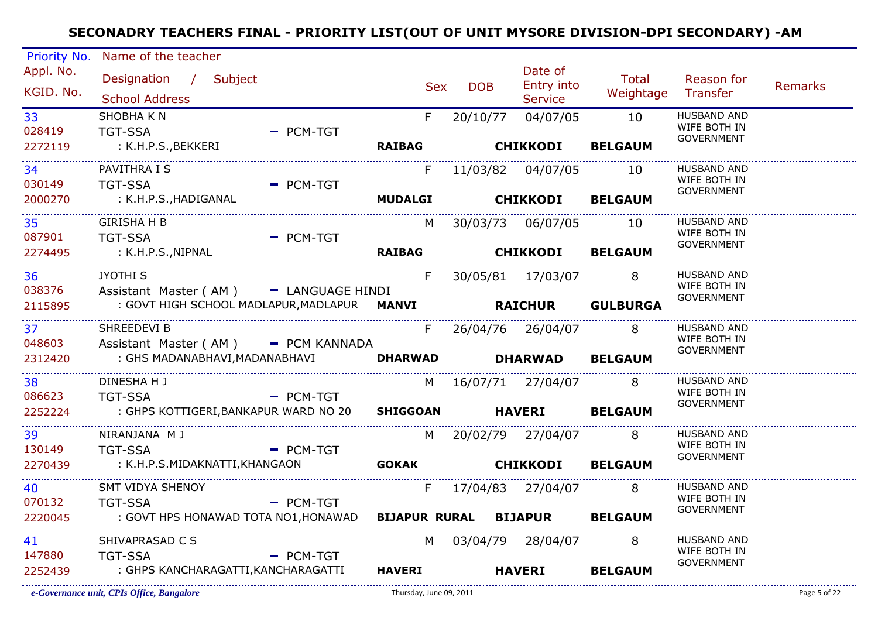# SECONADRY TEACHERS FINAL - PRIORITY LIST(OUT OF UNIT MYSORE DIVISION-DPI SECONDARY) -AM

| Priority No. / Appl. No. / KGID. No. | Name of the teacher / Designation / Subject / School Address | | Sex | DOB | Date of Entry into Service | Total Weightage | Reason for Transfer | Remarks |
|---|---|---|---|---|---|---|---|---|
| 33<br>028419<br>2272119 | SHOBHA K N<br>TGT-SSA - PCM-TGT<br>: K.H.P.S.,BEKKERI | RAIBAG | F | 20/10/77 | 04/07/05<br>CHIKKODI | 10<br>BELGAUM | HUSBAND AND WIFE BOTH IN GOVERNMENT | |
| 34<br>030149<br>2000270 | PAVITHRA I S<br>TGT-SSA - PCM-TGT<br>: K.H.P.S.,HADIGANAL | MUDALGI | F | 11/03/82 | 04/07/05<br>CHIKKODI | 10<br>BELGAUM | HUSBAND AND WIFE BOTH IN GOVERNMENT | |
| 35<br>087901<br>2274495 | GIRISHA H B<br>TGT-SSA - PCM-TGT<br>: K.H.P.S.,NIPNAL | RAIBAG | M | 30/03/73 | 06/07/05<br>CHIKKODI | 10<br>BELGAUM | HUSBAND AND WIFE BOTH IN GOVERNMENT | |
| 36<br>038376<br>2115895 | JYOTHI S<br>Assistant Master ( AM ) - LANGUAGE HINDI<br>: GOVT HIGH SCHOOL MADLAPUR,MADLAPUR | MANVI | F | 30/05/81 | 17/03/07<br>RAICHUR | 8<br>GULBURGA | HUSBAND AND WIFE BOTH IN GOVERNMENT | |
| 37<br>048603<br>2312420 | SHREEDEVI B<br>Assistant Master ( AM ) - PCM KANNADA<br>: GHS MADANABHAVI,MADANABHAVI | DHARWAD | F | 26/04/76 | 26/04/07<br>DHARWAD | 8<br>BELGAUM | HUSBAND AND WIFE BOTH IN GOVERNMENT | |
| 38<br>086623<br>2252224 | DINESHA H J<br>TGT-SSA - PCM-TGT<br>: GHPS KOTTIGERI,BANKAPUR WARD NO 20 | SHIGGOAN | M | 16/07/71 | 27/04/07<br>HAVERI | 8<br>BELGAUM | HUSBAND AND WIFE BOTH IN GOVERNMENT | |
| 39<br>130149<br>2270439 | NIRANJANA M J<br>TGT-SSA - PCM-TGT<br>: K.H.P.S.MIDAKNATTI,KHANGAON | GOKAK | M | 20/02/79 | 27/04/07<br>CHIKKODI | 8<br>BELGAUM | HUSBAND AND WIFE BOTH IN GOVERNMENT | |
| 40<br>070132<br>2220045 | SMT VIDYA SHENOY<br>TGT-SSA - PCM-TGT<br>: GOVT HPS HONAWAD TOTA NO1,HONAWAD | BIJAPUR RURAL | F | 17/04/83 | 27/04/07<br>BIJAPUR | 8<br>BELGAUM | HUSBAND AND WIFE BOTH IN GOVERNMENT | |
| 41<br>147880<br>2252439 | SHIVAPRASAD C S<br>TGT-SSA - PCM-TGT<br>: GHPS KANCHARAGATTI,KANCHARAGATTI | HAVERI | M | 03/04/79 | 28/04/07<br>HAVERI | 8<br>BELGAUM | HUSBAND AND WIFE BOTH IN GOVERNMENT | |

*e-Governance unit, CPIs Office, Bangalore* — Thursday, June 09, 2011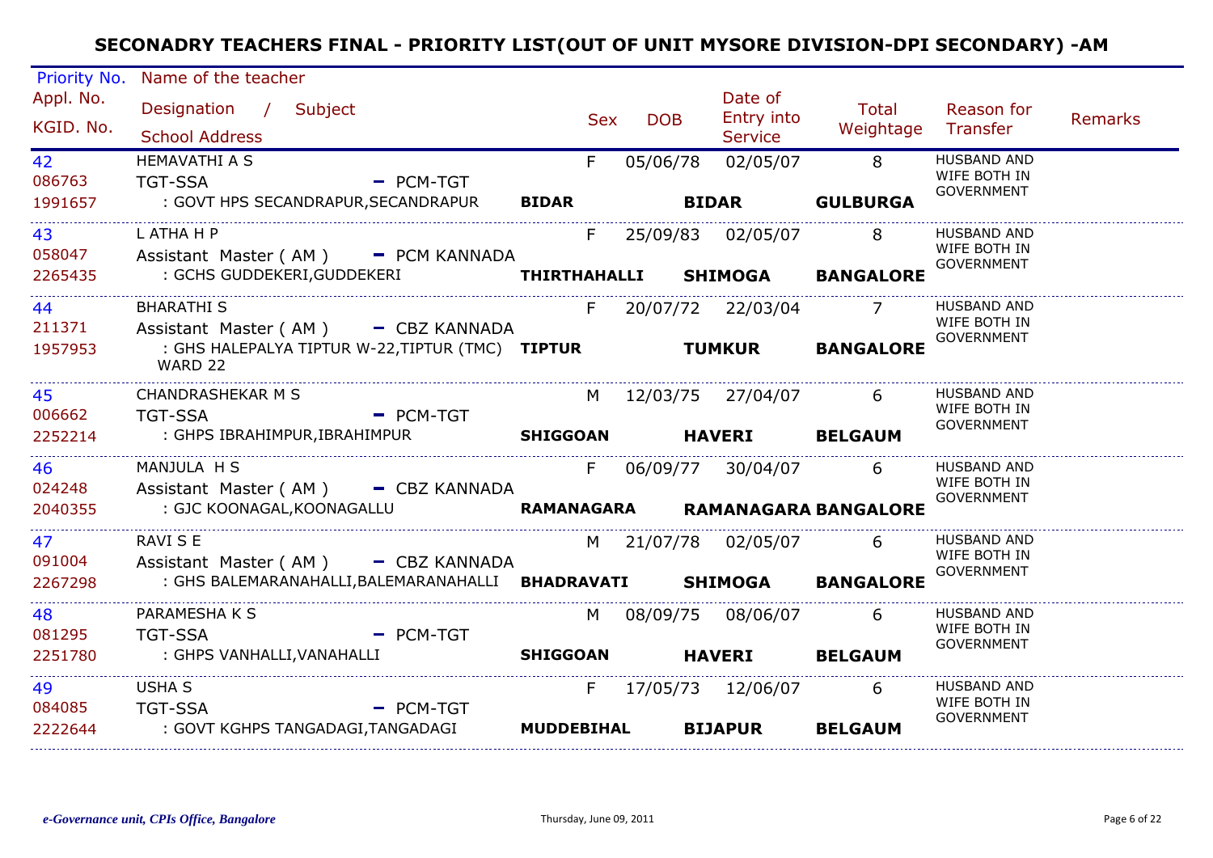## SECONADRY TEACHERS FINAL - PRIORITY LIST(OUT OF UNIT MYSORE DIVISION-DPI SECONDARY) -AM

| Priority No. / Appl. No. / KGID. No. | Name of the teacher / Designation / Subject / School Address | Sex | DOB | Date of Entry into Service | Total Weightage | Reason for Transfer | Remarks |
|---|---|---|---|---|---|---|---|
| 42<br>086763<br>1991657 | HEMAVATHI A S<br>TGT-SSA - PCM-TGT<br>: GOVT HPS SECANDRAPUR,SECANDRAPUR **BIDAR** **BIDAR** **GULBURGA** | F | 05/06/78 | 02/05/07 | 8 | HUSBAND AND WIFE BOTH IN GOVERNMENT | |
| 43<br>058047<br>2265435 | L ATHA H P<br>Assistant Master ( AM ) - PCM KANNADA<br>: GCHS GUDDEKERI,GUDDEKERI **THIRTHAHALLI** **SHIMOGA** **BANGALORE** | F | 25/09/83 | 02/05/07 | 8 | HUSBAND AND WIFE BOTH IN GOVERNMENT | |
| 44<br>211371<br>1957953 | BHARATHI S<br>Assistant Master ( AM ) - CBZ KANNADA<br>: GHS HALEPALYA TIPTUR W-22,TIPTUR (TMC) WARD 22 **TIPTUR** **TUMKUR** **BANGALORE** | F | 20/07/72 | 22/03/04 | 7 | HUSBAND AND WIFE BOTH IN GOVERNMENT | |
| 45<br>006662<br>2252214 | CHANDRASHEKAR M S<br>TGT-SSA - PCM-TGT<br>: GHPS IBRAHIMPUR,IBRAHIMPUR **SHIGGOAN** **HAVERI** **BELGAUM** | M | 12/03/75 | 27/04/07 | 6 | HUSBAND AND WIFE BOTH IN GOVERNMENT | |
| 46<br>024248<br>2040355 | MANJULA H S<br>Assistant Master ( AM ) - CBZ KANNADA<br>: GJC KOONAGAL,KOONAGALLU **RAMANAGARA** **RAMANAGARA** **BANGALORE** | F | 06/09/77 | 30/04/07 | 6 | HUSBAND AND WIFE BOTH IN GOVERNMENT | |
| 47<br>091004<br>2267298 | RAVI S E<br>Assistant Master ( AM ) - CBZ KANNADA<br>: GHS BALEMARANAHALLI,BALEMARANAHALLI **BHADRAVATI** **SHIMOGA** **BANGALORE** | M | 21/07/78 | 02/05/07 | 6 | HUSBAND AND WIFE BOTH IN GOVERNMENT | |
| 48<br>081295<br>2251780 | PARAMESHA K S<br>TGT-SSA - PCM-TGT<br>: GHPS VANHALLI,VANAHALLI **SHIGGOAN** **HAVERI** **BELGAUM** | M | 08/09/75 | 08/06/07 | 6 | HUSBAND AND WIFE BOTH IN GOVERNMENT | |
| 49<br>084085<br>2222644 | USHA S<br>TGT-SSA - PCM-TGT<br>: GOVT KGHPS TANGADAGI,TANGADAGI **MUDDEBIHAL** **BIJAPUR** **BELGAUM** | F | 17/05/73 | 12/06/07 | 6 | HUSBAND AND WIFE BOTH IN GOVERNMENT | |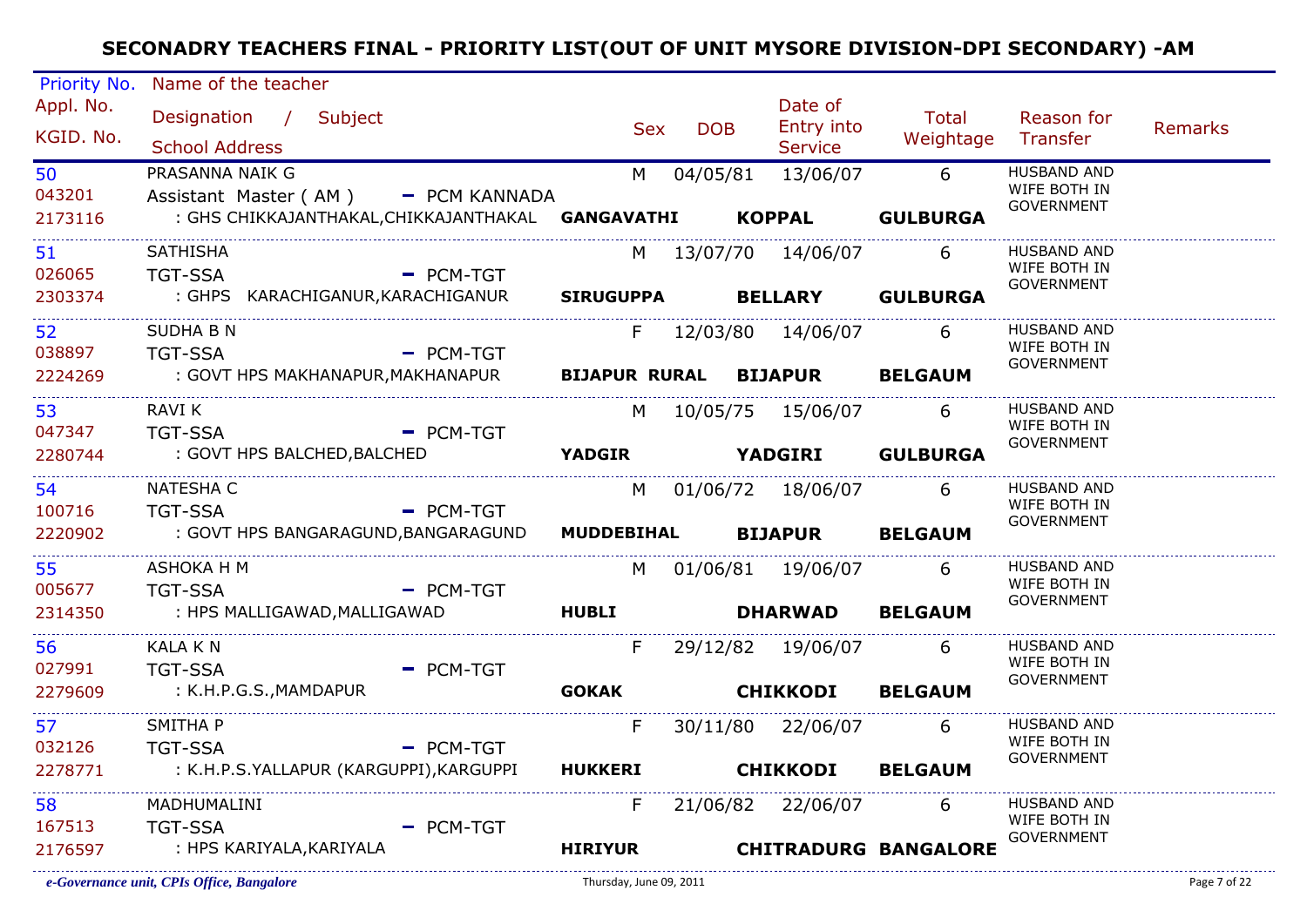# SECONADRY TEACHERS FINAL - PRIORITY LIST(OUT OF UNIT MYSORE DIVISION-DPI SECONDARY) -AM

| Priority No. / Appl. No. / KGID. No. | Name of the teacher / Designation / Subject / School Address | Sex | DOB | Date of Entry into Service | Total Weightage | Reason for Transfer | Remarks |
|---|---|---|---|---|---|---|---|
| 50 / 043201 / 2173116 | PRASANNA NAIK G / Assistant Master ( AM ) - PCM KANNADA / : GHS CHIKKAJANTHAKAL,CHIKKAJANTHAKAL **GANGAVATHI** **KOPPAL** **GULBURGA** | M | 04/05/81 | 13/06/07 | 6 | HUSBAND AND WIFE BOTH IN GOVERNMENT | |
| 51 / 026065 / 2303374 | SATHISHA / TGT-SSA - PCM-TGT / : GHPS KARACHIGANUR,KARACHIGANUR **SIRUGUPPA** **BELLARY** **GULBURGA** | M | 13/07/70 | 14/06/07 | 6 | HUSBAND AND WIFE BOTH IN GOVERNMENT | |
| 52 / 038897 / 2224269 | SUDHA B N / TGT-SSA - PCM-TGT / : GOVT HPS MAKHANAPUR,MAKHANAPUR **BIJAPUR RURAL** **BIJAPUR** **BELGAUM** | F | 12/03/80 | 14/06/07 | 6 | HUSBAND AND WIFE BOTH IN GOVERNMENT | |
| 53 / 047347 / 2280744 | RAVI K / TGT-SSA - PCM-TGT / : GOVT HPS BALCHED,BALCHED **YADGIR** **YADGIRI** **GULBURGA** | M | 10/05/75 | 15/06/07 | 6 | HUSBAND AND WIFE BOTH IN GOVERNMENT | |
| 54 / 100716 / 2220902 | NATESHA C / TGT-SSA - PCM-TGT / : GOVT HPS BANGARAGUND,BANGARAGUND **MUDDEBIHAL** **BIJAPUR** **BELGAUM** | M | 01/06/72 | 18/06/07 | 6 | HUSBAND AND WIFE BOTH IN GOVERNMENT | |
| 55 / 005677 / 2314350 | ASHOKA H M / TGT-SSA - PCM-TGT / : HPS MALLIGAWAD,MALLIGAWAD **HUBLI** **DHARWAD** **BELGAUM** | M | 01/06/81 | 19/06/07 | 6 | HUSBAND AND WIFE BOTH IN GOVERNMENT | |
| 56 / 027991 / 2279609 | KALA K N / TGT-SSA - PCM-TGT / : K.H.P.G.S.,MAMDAPUR **GOKAK** **CHIKKODI** **BELGAUM** | F | 29/12/82 | 19/06/07 | 6 | HUSBAND AND WIFE BOTH IN GOVERNMENT | |
| 57 / 032126 / 2278771 | SMITHA P / TGT-SSA - PCM-TGT / : K.H.P.S.YALLAPUR (KARGUPPI),KARGUPPI **HUKKERI** **CHIKKODI** **BELGAUM** | F | 30/11/80 | 22/06/07 | 6 | HUSBAND AND WIFE BOTH IN GOVERNMENT | |
| 58 / 167513 / 2176597 | MADHUMALINI / TGT-SSA - PCM-TGT / : HPS KARIYALA,KARIYALA **HIRIYUR** **CHITRADURG** **BANGALORE** | F | 21/06/82 | 22/06/07 | 6 | HUSBAND AND WIFE BOTH IN GOVERNMENT | |

*e-Governance unit, CPIs Office, Bangalore* — Thursday, June 09, 2011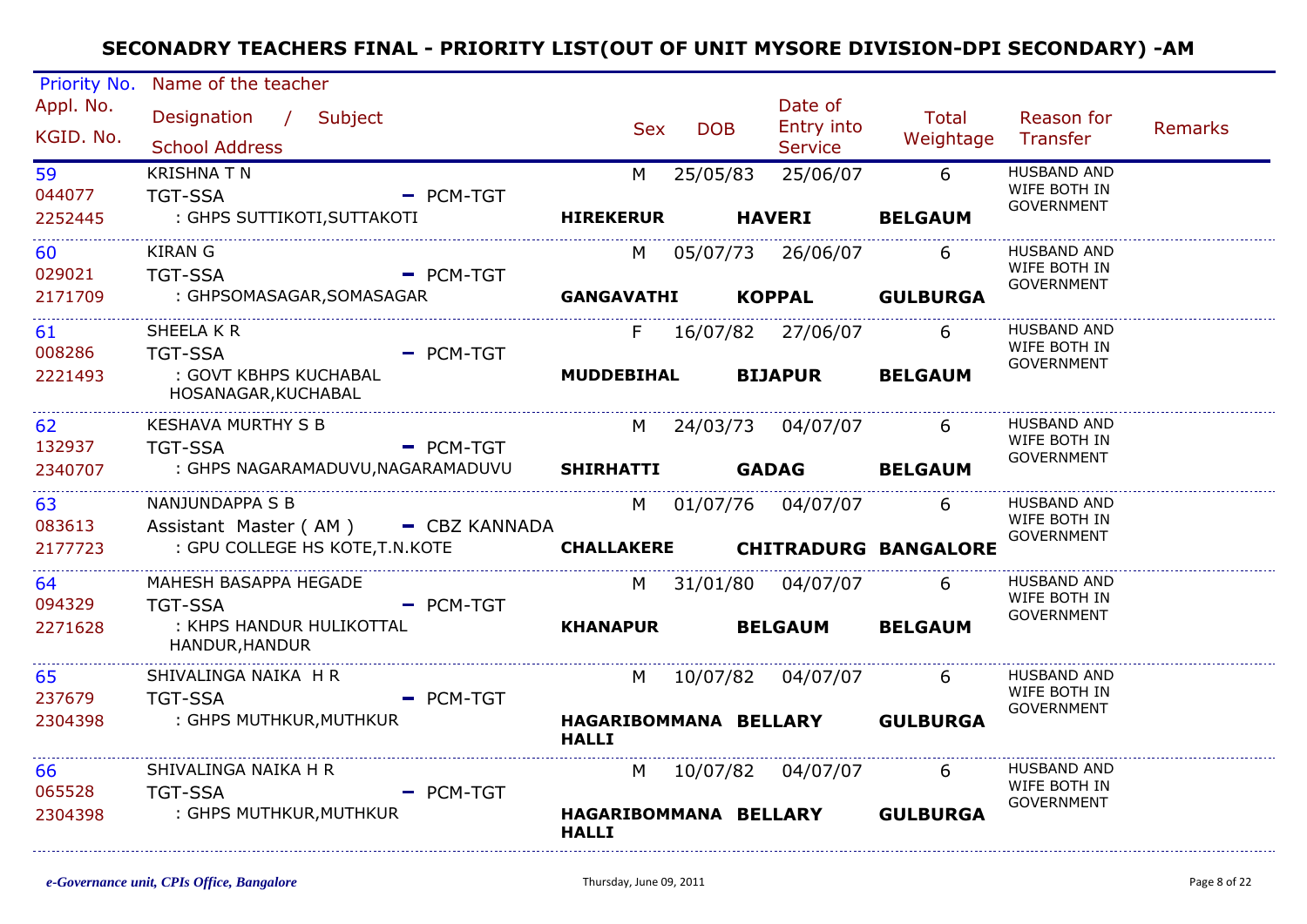# SECONADRY TEACHERS FINAL - PRIORITY LIST(OUT OF UNIT MYSORE DIVISION-DPI SECONDARY) -AM

| Priority No. / Appl. No. / KGID. No. | Name of the teacher / Designation / Subject / School Address | Sex | DOB | Date of Entry into Service | Total Weightage | Reason for Transfer | Remarks |
|---|---|---|---|---|---|---|---|
| 59 / 044077 / 2252445 | KRISHNA T N / TGT-SSA - PCM-TGT / : GHPS SUTTIKOTI,SUTTAKOTI / **HIREKERUR** **HAVERI** **BELGAUM** | M | 25/05/83 | 25/06/07 | 6 | HUSBAND AND WIFE BOTH IN GOVERNMENT | |
| 60 / 029021 / 2171709 | KIRAN G / TGT-SSA - PCM-TGT / : GHPSOMASAGAR,SOMASAGAR / **GANGAVATHI** **KOPPAL** **GULBURGA** | M | 05/07/73 | 26/06/07 | 6 | HUSBAND AND WIFE BOTH IN GOVERNMENT | |
| 61 / 008286 / 2221493 | SHEELA K R / TGT-SSA - PCM-TGT / : GOVT KBHPS KUCHABAL HOSANAGAR,KUCHABAL / **MUDDEBIHAL** **BIJAPUR** **BELGAUM** | F | 16/07/82 | 27/06/07 | 6 | HUSBAND AND WIFE BOTH IN GOVERNMENT | |
| 62 / 132937 / 2340707 | KESHAVA MURTHY S B / TGT-SSA - PCM-TGT / : GHPS NAGARAMADUVU,NAGARAMADUVU / **SHIRHATTI** **GADAG** **BELGAUM** | M | 24/03/73 | 04/07/07 | 6 | HUSBAND AND WIFE BOTH IN GOVERNMENT | |
| 63 / 083613 / 2177723 | NANJUNDAPPA S B / Assistant Master ( AM ) - CBZ KANNADA / : GPU COLLEGE HS KOTE,T.N.KOTE / **CHALLAKERE** **CHITRADURG** **BANGALORE** | M | 01/07/76 | 04/07/07 | 6 | HUSBAND AND WIFE BOTH IN GOVERNMENT | |
| 64 / 094329 / 2271628 | MAHESH BASAPPA HEGADE / TGT-SSA - PCM-TGT / : KHPS HANDUR HULIKOTTAL HANDUR,HANDUR / **KHANAPUR** **BELGAUM** **BELGAUM** | M | 31/01/80 | 04/07/07 | 6 | HUSBAND AND WIFE BOTH IN GOVERNMENT | |
| 65 / 237679 / 2304398 | SHIVALINGA NAIKA H R / TGT-SSA - PCM-TGT / : GHPS MUTHKUR,MUTHKUR / **HAGARIBOMMANA HALLI** **BELLARY** **GULBURGA** | M | 10/07/82 | 04/07/07 | 6 | HUSBAND AND WIFE BOTH IN GOVERNMENT | |
| 66 / 065528 / 2304398 | SHIVALINGA NAIKA H R / TGT-SSA - PCM-TGT / : GHPS MUTHKUR,MUTHKUR / **HAGARIBOMMANA HALLI** **BELLARY** **GULBURGA** | M | 10/07/82 | 04/07/07 | 6 | HUSBAND AND WIFE BOTH IN GOVERNMENT | |

*e-Governance unit, CPIs Office, Bangalore* Thursday, June 09, 2011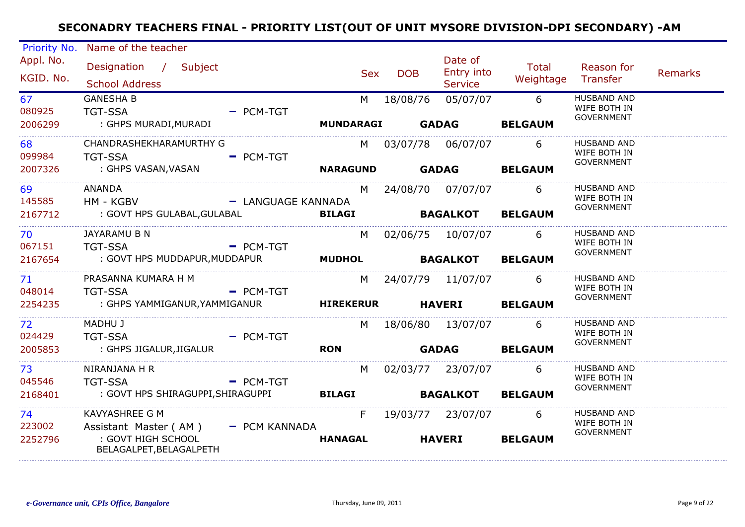# SECONADRY TEACHERS FINAL - PRIORITY LIST(OUT OF UNIT MYSORE DIVISION-DPI SECONDARY) -AM

| Priority No. / Appl. No. / KGID. No. | Name of the teacher / Designation / Subject / School Address | Sex | DOB | Date of Entry into Service | Total Weightage | Reason for Transfer | Remarks |
|---|---|---|---|---|---|---|---|
| 67 / 080925 / 2006299 | GANESHA B / TGT-SSA - PCM-TGT / : GHPS MURADI,MURADI / MUNDARAGI / GADAG / BELGAUM | M | 18/08/76 | 05/07/07 | 6 | HUSBAND AND WIFE BOTH IN GOVERNMENT | |
| 68 / 099984 / 2007326 | CHANDRASHEKHARAMURTHY G / TGT-SSA - PCM-TGT / : GHPS VASAN,VASAN / NARAGUND / GADAG / BELGAUM | M | 03/07/78 | 06/07/07 | 6 | HUSBAND AND WIFE BOTH IN GOVERNMENT | |
| 69 / 145585 / 2167712 | ANANDA / HM - KGBV - LANGUAGE KANNADA / : GOVT HPS GULABAL,GULABAL / BILAGI / BAGALKOT / BELGAUM | M | 24/08/70 | 07/07/07 | 6 | HUSBAND AND WIFE BOTH IN GOVERNMENT | |
| 70 / 067151 / 2167654 | JAYARAMU B N / TGT-SSA - PCM-TGT / : GOVT HPS MUDDAPUR,MUDDAPUR / MUDHOL / BAGALKOT / BELGAUM | M | 02/06/75 | 10/07/07 | 6 | HUSBAND AND WIFE BOTH IN GOVERNMENT | |
| 71 / 048014 / 2254235 | PRASANNA KUMARA H M / TGT-SSA - PCM-TGT / : GHPS YAMMIGANUR,YAMMIGANUR / HIREKERUR / HAVERI / BELGAUM | M | 24/07/79 | 11/07/07 | 6 | HUSBAND AND WIFE BOTH IN GOVERNMENT | |
| 72 / 024429 / 2005853 | MADHU J / TGT-SSA - PCM-TGT / : GHPS JIGALUR,JIGALUR / RON / GADAG / BELGAUM | M | 18/06/80 | 13/07/07 | 6 | HUSBAND AND WIFE BOTH IN GOVERNMENT | |
| 73 / 045546 / 2168401 | NIRANJANA H R / TGT-SSA - PCM-TGT / : GOVT HPS SHIRAGUPPI,SHIRAGUPPI / BILAGI / BAGALKOT / BELGAUM | M | 02/03/77 | 23/07/07 | 6 | HUSBAND AND WIFE BOTH IN GOVERNMENT | |
| 74 / 223002 / 2252796 | KAVYASHREE G M / Assistant Master ( AM ) - PCM KANNADA / : GOVT HIGH SCHOOL BELAGALPET,BELAGALPETH / HANAGAL / HAVERI / BELGAUM | F | 19/03/77 | 23/07/07 | 6 | HUSBAND AND WIFE BOTH IN GOVERNMENT | |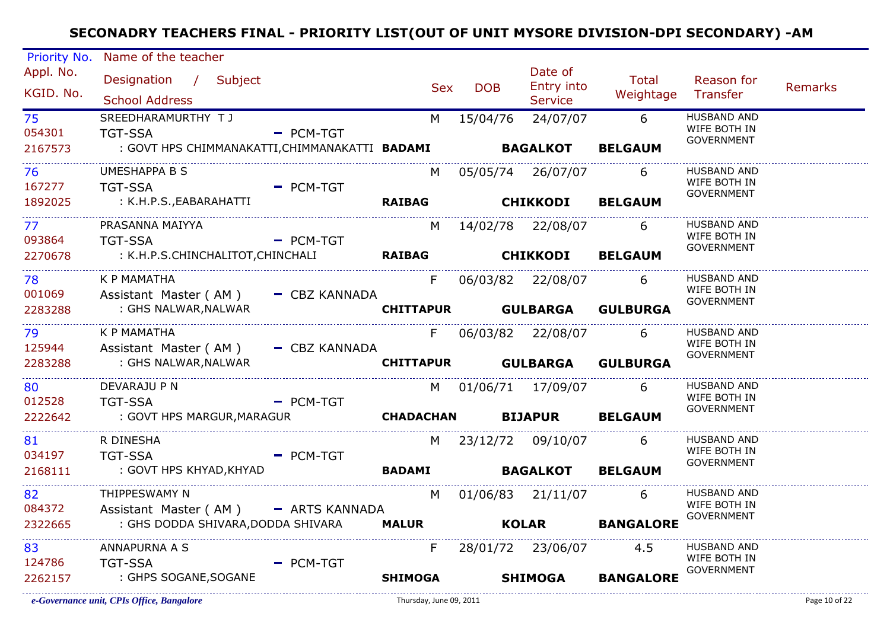# SECONADRY TEACHERS FINAL - PRIORITY LIST(OUT OF UNIT MYSORE DIVISION-DPI SECONDARY) -AM

| Priority No. / Appl. No. / KGID. No. | Name of the teacher / Designation / Subject / School Address | | Sex | DOB | Date of Entry into Service | Total Weightage | Reason for Transfer | Remarks |
|---|---|---|---|---|---|---|---|---|
| 75<br>054301<br>2167573 | SREEDHARAMURTHY T J<br>TGT-SSA - PCM-TGT<br>: GOVT HPS CHIMMANAKATTI,CHIMMANAKATTI | **BADAMI** | M | 15/04/76 | 24/07/07<br>**BAGALKOT** | 6<br>**BELGAUM** | HUSBAND AND WIFE BOTH IN GOVERNMENT | |
| 76<br>167277<br>1892025 | UMESHAPPA B S<br>TGT-SSA - PCM-TGT<br>: K.H.P.S.,EABARAHATTI | **RAIBAG** | M | 05/05/74 | 26/07/07<br>**CHIKKODI** | 6<br>**BELGAUM** | HUSBAND AND WIFE BOTH IN GOVERNMENT | |
| 77<br>093864<br>2270678 | PRASANNA MAIYYA<br>TGT-SSA - PCM-TGT<br>: K.H.P.S.CHINCHALITOT,CHINCHALI | **RAIBAG** | M | 14/02/78 | 22/08/07<br>**CHIKKODI** | 6<br>**BELGAUM** | HUSBAND AND WIFE BOTH IN GOVERNMENT | |
| 78<br>001069<br>2283288 | K P MAMATHA<br>Assistant Master ( AM ) - CBZ KANNADA<br>: GHS NALWAR,NALWAR | **CHITTAPUR** | F | 06/03/82 | 22/08/07<br>**GULBARGA** | 6<br>**GULBURGA** | HUSBAND AND WIFE BOTH IN GOVERNMENT | |
| 79<br>125944<br>2283288 | K P MAMATHA<br>Assistant Master ( AM ) - CBZ KANNADA<br>: GHS NALWAR,NALWAR | **CHITTAPUR** | F | 06/03/82 | 22/08/07<br>**GULBARGA** | 6<br>**GULBURGA** | HUSBAND AND WIFE BOTH IN GOVERNMENT | |
| 80<br>012528<br>2222642 | DEVARAJU P N<br>TGT-SSA - PCM-TGT<br>: GOVT HPS MARGUR,MARAGUR | **CHADACHAN** | M | 01/06/71 | 17/09/07<br>**BIJAPUR** | 6<br>**BELGAUM** | HUSBAND AND WIFE BOTH IN GOVERNMENT | |
| 81<br>034197<br>2168111 | R DINESHA<br>TGT-SSA - PCM-TGT<br>: GOVT HPS KHYAD,KHYAD | **BADAMI** | M | 23/12/72 | 09/10/07<br>**BAGALKOT** | 6<br>**BELGAUM** | HUSBAND AND WIFE BOTH IN GOVERNMENT | |
| 82<br>084372<br>2322665 | THIPPESWAMY N<br>Assistant Master ( AM ) - ARTS KANNADA<br>: GHS DODDA SHIVARA,DODDA SHIVARA | **MALUR** | M | 01/06/83 | 21/11/07<br>**KOLAR** | 6<br>**BANGALORE** | HUSBAND AND WIFE BOTH IN GOVERNMENT | |
| 83<br>124786<br>2262157 | ANNAPURNA A S<br>TGT-SSA - PCM-TGT<br>: GHPS SOGANE,SOGANE | **SHIMOGA** | F | 28/01/72 | 23/06/07<br>**SHIMOGA** | 4.5<br>**BANGALORE** | HUSBAND AND WIFE BOTH IN GOVERNMENT | |

*e-Governance unit, CPIs Office, Bangalore* — Thursday, June 09, 2011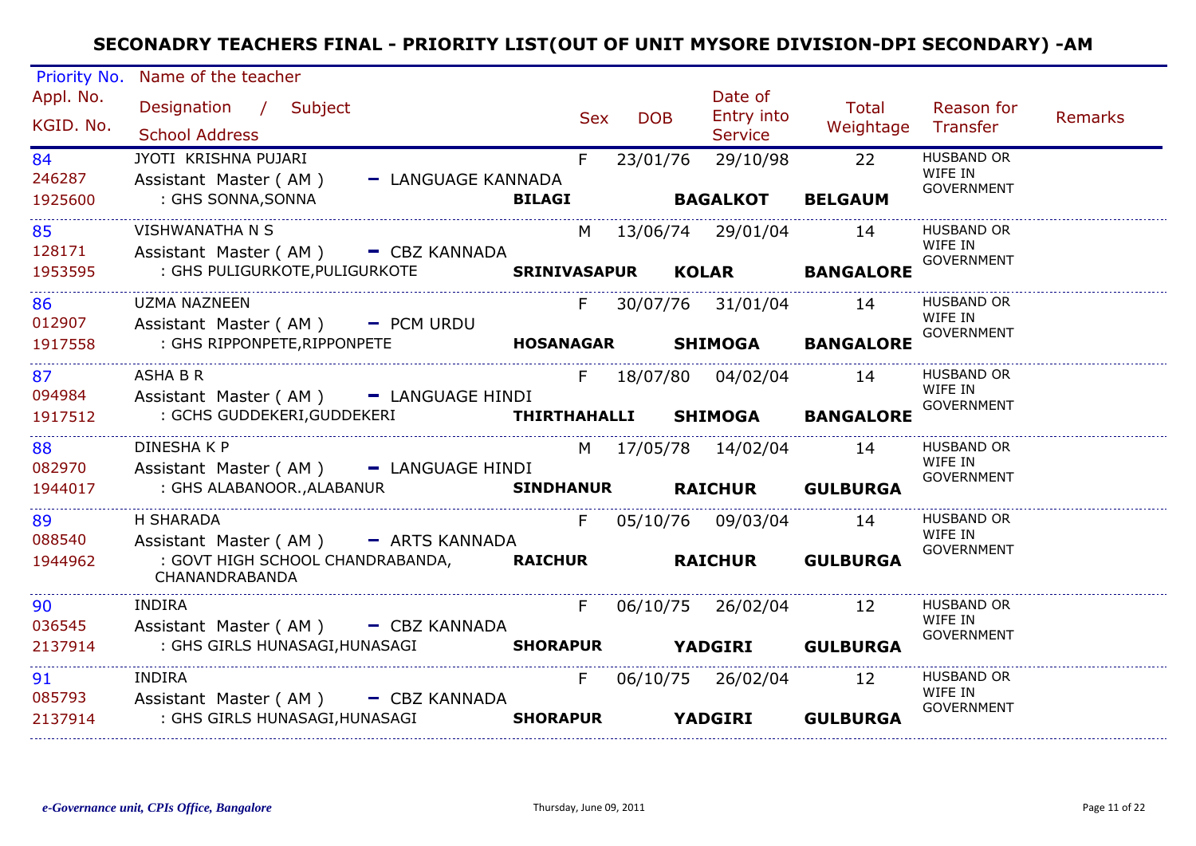# SECONADRY TEACHERS FINAL - PRIORITY LIST(OUT OF UNIT MYSORE DIVISION-DPI SECONDARY) -AM

| Priority No. / Appl. No. / KGID. No. | Name of the teacher / Designation / Subject / School Address | | Sex | DOB | Date of Entry into Service | Total Weightage | Reason for Transfer | Remarks |
|---|---|---|---|---|---|---|---|---|
| 84<br>246287<br>1925600 | JYOTI KRISHNA PUJARI<br>Assistant Master ( AM ) - LANGUAGE KANNADA<br>: GHS SONNA,SONNA | **BILAGI** | F | 23/01/76 | 29/10/98<br>**BAGALKOT** | 22<br>**BELGAUM** | HUSBAND OR WIFE IN GOVERNMENT | |
| 85<br>128171<br>1953595 | VISHWANATHA N S<br>Assistant Master ( AM ) - CBZ KANNADA<br>: GHS PULIGURKOTE,PULIGURKOTE | **SRINIVASAPUR** | M | 13/06/74 | 29/01/04<br>**KOLAR** | 14<br>**BANGALORE** | HUSBAND OR WIFE IN GOVERNMENT | |
| 86<br>012907<br>1917558 | UZMA NAZNEEN<br>Assistant Master ( AM ) - PCM URDU<br>: GHS RIPPONPETE,RIPPONPETE | **HOSANAGAR** | F | 30/07/76 | 31/01/04<br>**SHIMOGA** | 14<br>**BANGALORE** | HUSBAND OR WIFE IN GOVERNMENT | |
| 87<br>094984<br>1917512 | ASHA B R<br>Assistant Master ( AM ) - LANGUAGE HINDI<br>: GCHS GUDDEKERI,GUDDEKERI | **THIRTHAHALLI** | F | 18/07/80 | 04/02/04<br>**SHIMOGA** | 14<br>**BANGALORE** | HUSBAND OR WIFE IN GOVERNMENT | |
| 88<br>082970<br>1944017 | DINESHA K P<br>Assistant Master ( AM ) - LANGUAGE HINDI<br>: GHS ALABANOOR.,ALABANUR | **SINDHANUR** | M | 17/05/78 | 14/02/04<br>**RAICHUR** | 14<br>**GULBURGA** | HUSBAND OR WIFE IN GOVERNMENT | |
| 89<br>088540<br>1944962 | H SHARADA<br>Assistant Master ( AM ) - ARTS KANNADA<br>: GOVT HIGH SCHOOL CHANDRABANDA, CHANANDRABANDA | **RAICHUR** | F | 05/10/76 | 09/03/04<br>**RAICHUR** | 14<br>**GULBURGA** | HUSBAND OR WIFE IN GOVERNMENT | |
| 90<br>036545<br>2137914 | INDIRA<br>Assistant Master ( AM ) - CBZ KANNADA<br>: GHS GIRLS HUNASAGI,HUNASAGI | **SHORAPUR** | F | 06/10/75 | 26/02/04<br>**YADGIRI** | 12<br>**GULBURGA** | HUSBAND OR WIFE IN GOVERNMENT | |
| 91<br>085793<br>2137914 | INDIRA<br>Assistant Master ( AM ) - CBZ KANNADA<br>: GHS GIRLS HUNASAGI,HUNASAGI | **SHORAPUR** | F | 06/10/75 | 26/02/04<br>**YADGIRI** | 12<br>**GULBURGA** | HUSBAND OR WIFE IN GOVERNMENT | |

*e-Governance unit, CPIs Office, Bangalore* Thursday, June 09, 2011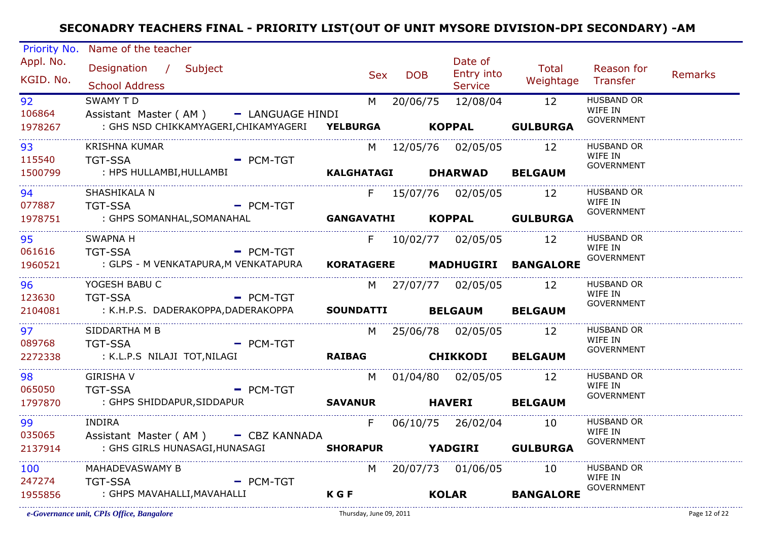# SECONADRY TEACHERS FINAL - PRIORITY LIST(OUT OF UNIT MYSORE DIVISION-DPI SECONDARY) -AM

| Priority No. / Appl. No. / KGID. No. | Name of the teacher / Designation / Subject / School Address | Sex | DOB | Date of Entry into Service | Total Weightage | Reason for Transfer | Remarks |
|---|---|---|---|---|---|---|---|
| 92 / 106864 / 1978267 | SWAMY T D / Assistant Master ( AM ) - LANGUAGE HINDI / : GHS NSD CHIKKAMYAGERI,CHIKAMYAGERI YELBURGA KOPPAL GULBURGA | M | 20/06/75 | 12/08/04 | 12 | HUSBAND OR WIFE IN GOVERNMENT | |
| 93 / 115540 / 1500799 | KRISHNA KUMAR / TGT-SSA - PCM-TGT / : HPS HULLAMBI,HULLAMBI KALGHATAGI DHARWAD BELGAUM | M | 12/05/76 | 02/05/05 | 12 | HUSBAND OR WIFE IN GOVERNMENT | |
| 94 / 077887 / 1978751 | SHASHIKALA N / TGT-SSA - PCM-TGT / : GHPS SOMANHAL,SOMANAHAL GANGAVATHI KOPPAL GULBURGA | F | 15/07/76 | 02/05/05 | 12 | HUSBAND OR WIFE IN GOVERNMENT | |
| 95 / 061616 / 1960521 | SWAPNA H / TGT-SSA - PCM-TGT / : GLPS - M VENKATAPURA,M VENKATAPURA KORATAGERE MADHUGIRI BANGALORE | F | 10/02/77 | 02/05/05 | 12 | HUSBAND OR WIFE IN GOVERNMENT | |
| 96 / 123630 / 2104081 | YOGESH BABU C / TGT-SSA - PCM-TGT / : K.H.P.S. DADERAKOPPA,DADERAKOPPA SOUNDATTI BELGAUM BELGAUM | M | 27/07/77 | 02/05/05 | 12 | HUSBAND OR WIFE IN GOVERNMENT | |
| 97 / 089768 / 2272338 | SIDDARTHA M B / TGT-SSA - PCM-TGT / : K.L.P.S NILAJI TOT,NILAGI RAIBAG CHIKKODI BELGAUM | M | 25/06/78 | 02/05/05 | 12 | HUSBAND OR WIFE IN GOVERNMENT | |
| 98 / 065050 / 1797870 | GIRISHA V / TGT-SSA - PCM-TGT / : GHPS SHIDDAPUR,SIDDAPUR SAVANUR HAVERI BELGAUM | M | 01/04/80 | 02/05/05 | 12 | HUSBAND OR WIFE IN GOVERNMENT | |
| 99 / 035065 / 2137914 | INDIRA / Assistant Master ( AM ) - CBZ KANNADA / : GHS GIRLS HUNASAGI,HUNASAGI SHORAPUR YADGIRI GULBURGA | F | 06/10/75 | 26/02/04 | 10 | HUSBAND OR WIFE IN GOVERNMENT | |
| 100 / 247274 / 1955856 | MAHADEVASWAMY B / TGT-SSA - PCM-TGT / : GHPS MAVAHALLI,MAVAHALLI K G F KOLAR BANGALORE | M | 20/07/73 | 01/06/05 | 10 | HUSBAND OR WIFE IN GOVERNMENT | |

*e-Governance unit, CPIs Office, Bangalore* Thursday, June 09, 2011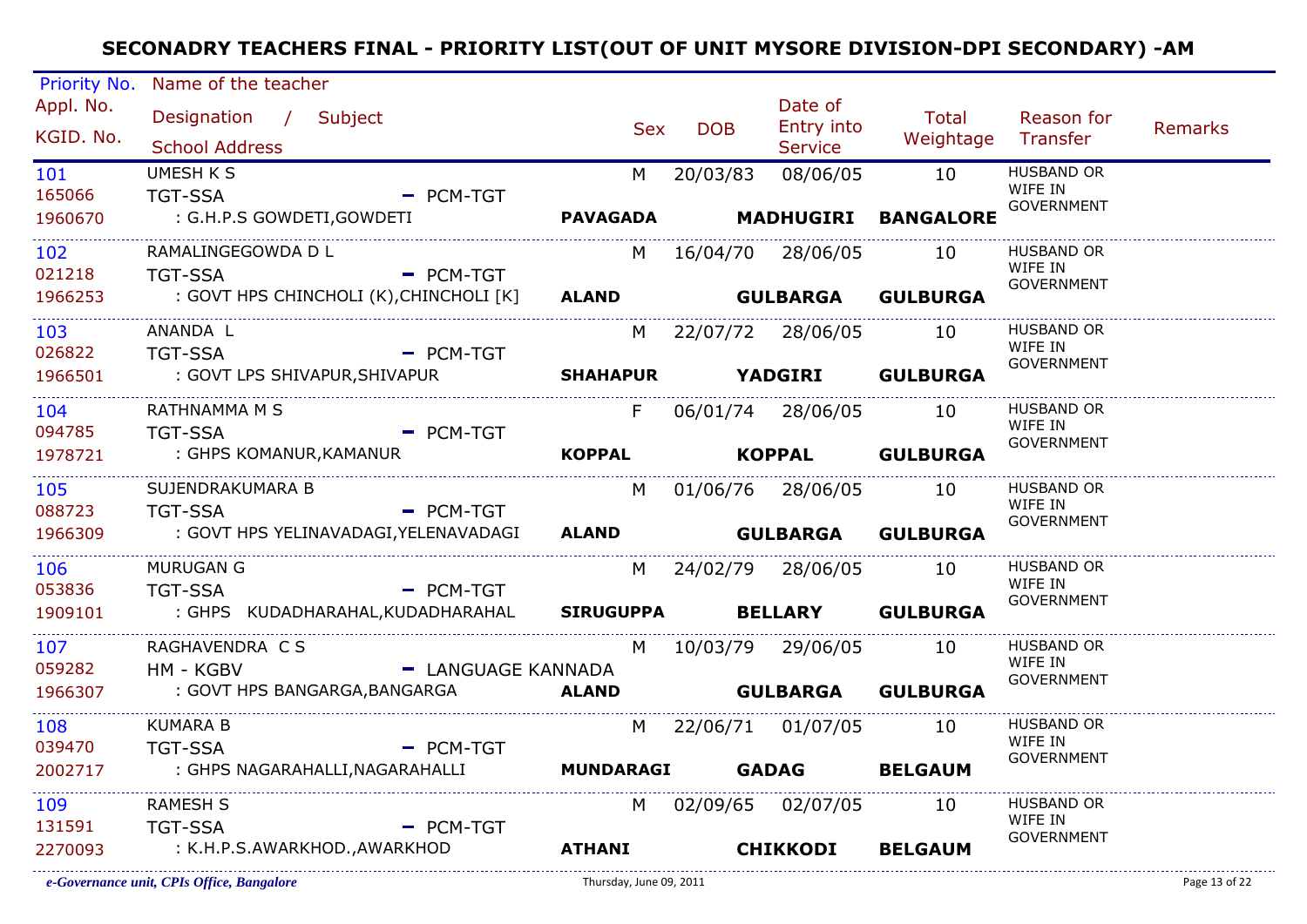# SECONADRY TEACHERS FINAL - PRIORITY LIST(OUT OF UNIT MYSORE DIVISION-DPI SECONDARY) -AM

| Priority No. / Appl. No. / KGID. No. | Name of the teacher / Designation / Subject / School Address | Sex | DOB | Date of Entry into Service | Total Weightage | Reason for Transfer | Remarks |
|---|---|---|---|---|---|---|---|
| 101 / 165066 / 1960670 | UMESH K S / TGT-SSA - PCM-TGT / : G.H.P.S GOWDETI,GOWDETI **PAVAGADA** **MADHUGIRI** **BANGALORE** | M | 20/03/83 | 08/06/05 | 10 | HUSBAND OR WIFE IN GOVERNMENT | |
| 102 / 021218 / 1966253 | RAMALINGEGOWDA D L / TGT-SSA - PCM-TGT / : GOVT HPS CHINCHOLI (K),CHINCHOLI [K] **ALAND** **GULBARGA** **GULBURGA** | M | 16/04/70 | 28/06/05 | 10 | HUSBAND OR WIFE IN GOVERNMENT | |
| 103 / 026822 / 1966501 | ANANDA L / TGT-SSA - PCM-TGT / : GOVT LPS SHIVAPUR,SHIVAPUR **SHAHAPUR** **YADGIRI** **GULBURGA** | M | 22/07/72 | 28/06/05 | 10 | HUSBAND OR WIFE IN GOVERNMENT | |
| 104 / 094785 / 1978721 | RATHNAMMA M S / TGT-SSA - PCM-TGT / : GHPS KOMANUR,KAMANUR **KOPPAL** **KOPPAL** **GULBURGA** | F | 06/01/74 | 28/06/05 | 10 | HUSBAND OR WIFE IN GOVERNMENT | |
| 105 / 088723 / 1966309 | SUJENDRAKUMARA B / TGT-SSA - PCM-TGT / : GOVT HPS YELINAVADAGI,YELENAVADAGI **ALAND** **GULBARGA** **GULBURGA** | M | 01/06/76 | 28/06/05 | 10 | HUSBAND OR WIFE IN GOVERNMENT | |
| 106 / 053836 / 1909101 | MURUGAN G / TGT-SSA - PCM-TGT / : GHPS KUDADHARAHAL,KUDADHARAHAL **SIRUGUPPA** **BELLARY** **GULBURGA** | M | 24/02/79 | 28/06/05 | 10 | HUSBAND OR WIFE IN GOVERNMENT | |
| 107 / 059282 / 1966307 | RAGHAVENDRA C S / HM - KGBV - LANGUAGE KANNADA / : GOVT HPS BANGARGA,BANGARGA **ALAND** **GULBARGA** **GULBURGA** | M | 10/03/79 | 29/06/05 | 10 | HUSBAND OR WIFE IN GOVERNMENT | |
| 108 / 039470 / 2002717 | KUMARA B / TGT-SSA - PCM-TGT / : GHPS NAGARAHALLI,NAGARAHALLI **MUNDARAGI** **GADAG** **BELGAUM** | M | 22/06/71 | 01/07/05 | 10 | HUSBAND OR WIFE IN GOVERNMENT | |
| 109 / 131591 / 2270093 | RAMESH S / TGT-SSA - PCM-TGT / : K.H.P.S.AWARKHOD.,AWARKHOD **ATHANI** **CHIKKODI** **BELGAUM** | M | 02/09/65 | 02/07/05 | 10 | HUSBAND OR WIFE IN GOVERNMENT | |

*e-Governance unit, CPIs Office, Bangalore* Thursday, June 09, 2011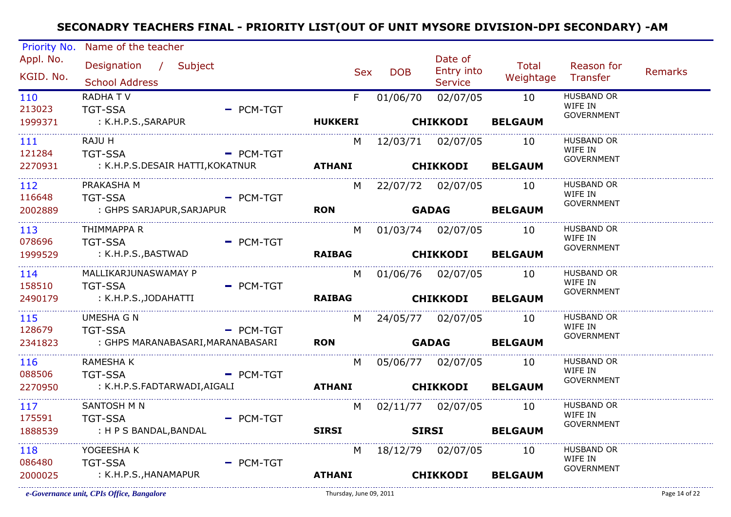# SECONADRY TEACHERS FINAL - PRIORITY LIST(OUT OF UNIT MYSORE DIVISION-DPI SECONDARY) -AM

| Priority No. / Appl. No. / KGID. No. | Name of the teacher / Designation / Subject / School Address | Sex | DOB | Date of Entry into Service | Total Weightage | Reason for Transfer | Remarks |
|---|---|---|---|---|---|---|---|
| 110 / 213023 / 1999371 | RADHA T V / TGT-SSA - PCM-TGT / : K.H.P.S.,SARAPUR HUKKERI CHIKKODI BELGAUM | F | 01/06/70 | 02/07/05 | 10 | HUSBAND OR WIFE IN GOVERNMENT | |
| 111 / 121284 / 2270931 | RAJU H / TGT-SSA - PCM-TGT / : K.H.P.S.DESAIR HATTI,KOKATNUR ATHANI CHIKKODI BELGAUM | M | 12/03/71 | 02/07/05 | 10 | HUSBAND OR WIFE IN GOVERNMENT | |
| 112 / 116648 / 2002889 | PRAKASHA M / TGT-SSA - PCM-TGT / : GHPS SARJAPUR,SARJAPUR RON GADAG BELGAUM | M | 22/07/72 | 02/07/05 | 10 | HUSBAND OR WIFE IN GOVERNMENT | |
| 113 / 078696 / 1999529 | THIMMAPPA R / TGT-SSA - PCM-TGT / : K.H.P.S.,BASTWAD RAIBAG CHIKKODI BELGAUM | M | 01/03/74 | 02/07/05 | 10 | HUSBAND OR WIFE IN GOVERNMENT | |
| 114 / 158510 / 2490179 | MALLIKARJUNASWAMAY P / TGT-SSA - PCM-TGT / : K.H.P.S.,JODAHATTI RAIBAG CHIKKODI BELGAUM | M | 01/06/76 | 02/07/05 | 10 | HUSBAND OR WIFE IN GOVERNMENT | |
| 115 / 128679 / 2341823 | UMESHA G N / TGT-SSA - PCM-TGT / : GHPS MARANABASARI,MARANABASARI RON GADAG BELGAUM | M | 24/05/77 | 02/07/05 | 10 | HUSBAND OR WIFE IN GOVERNMENT | |
| 116 / 088506 / 2270950 | RAMESHA K / TGT-SSA - PCM-TGT / : K.H.P.S.FADTARWADI,AIGALI ATHANI CHIKKODI BELGAUM | M | 05/06/77 | 02/07/05 | 10 | HUSBAND OR WIFE IN GOVERNMENT | |
| 117 / 175591 / 1888539 | SANTOSH M N / TGT-SSA - PCM-TGT / : H P S BANDAL,BANDAL SIRSI SIRSI BELGAUM | M | 02/11/77 | 02/07/05 | 10 | HUSBAND OR WIFE IN GOVERNMENT | |
| 118 / 086480 / 2000025 | YOGEESHA K / TGT-SSA - PCM-TGT / : K.H.P.S.,HANAMAPUR ATHANI CHIKKODI BELGAUM | M | 18/12/79 | 02/07/05 | 10 | HUSBAND OR WIFE IN GOVERNMENT | |

*e-Governance unit, CPIs Office, Bangalore* — Thursday, June 09, 2011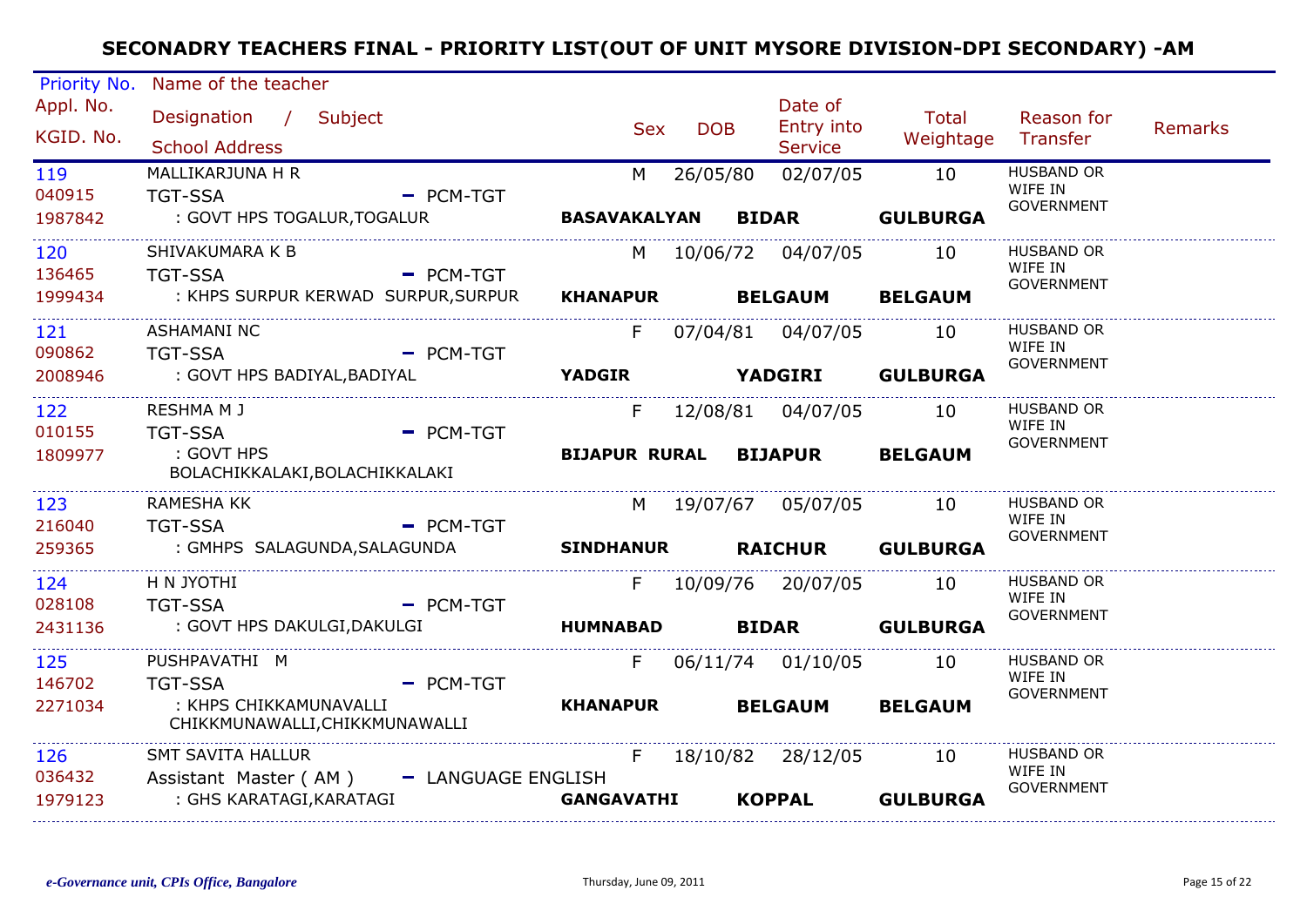# SECONADRY TEACHERS FINAL - PRIORITY LIST(OUT OF UNIT MYSORE DIVISION-DPI SECONDARY) -AM

| Priority No. / Appl. No. / KGID. No. | Name of the teacher / Designation / Subject / School Address | Sex | DOB | Date of Entry into Service | Total Weightage | Reason for Transfer | Remarks |
|---|---|---|---|---|---|---|---|
| 119 / 040915 / 1987842 | MALLIKARJUNA H R / TGT-SSA - PCM-TGT / : GOVT HPS TOGALUR,TOGALUR / BASAVAKALYAN BIDAR GULBURGA | M | 26/05/80 | 02/07/05 | 10 | HUSBAND OR WIFE IN GOVERNMENT | |
| 120 / 136465 / 1999434 | SHIVAKUMARA K B / TGT-SSA - PCM-TGT / : KHPS SURPUR KERWAD SURPUR,SURPUR / KHANAPUR BELGAUM BELGAUM | M | 10/06/72 | 04/07/05 | 10 | HUSBAND OR WIFE IN GOVERNMENT | |
| 121 / 090862 / 2008946 | ASHAMANI NC / TGT-SSA - PCM-TGT / : GOVT HPS BADIYAL,BADIYAL / YADGIR YADGIRI GULBURGA | F | 07/04/81 | 04/07/05 | 10 | HUSBAND OR WIFE IN GOVERNMENT | |
| 122 / 010155 / 1809977 | RESHMA M J / TGT-SSA - PCM-TGT / : GOVT HPS BOLACHIKKALAKI,BOLACHIKKALAKI / BIJAPUR RURAL BIJAPUR BELGAUM | F | 12/08/81 | 04/07/05 | 10 | HUSBAND OR WIFE IN GOVERNMENT | |
| 123 / 216040 / 259365 | RAMESHA KK / TGT-SSA - PCM-TGT / : GMHPS SALAGUNDA,SALAGUNDA / SINDHANUR RAICHUR GULBURGA | M | 19/07/67 | 05/07/05 | 10 | HUSBAND OR WIFE IN GOVERNMENT | |
| 124 / 028108 / 2431136 | H N JYOTHI / TGT-SSA - PCM-TGT / : GOVT HPS DAKULGI,DAKULGI / HUMNABAD BIDAR GULBURGA | F | 10/09/76 | 20/07/05 | 10 | HUSBAND OR WIFE IN GOVERNMENT | |
| 125 / 146702 / 2271034 | PUSHPAVATHI M / TGT-SSA - PCM-TGT / : KHPS CHIKKAMUNAVALLI CHIKKMUNAWALLI,CHIKKMUNAWALLI / KHANAPUR BELGAUM BELGAUM | F | 06/11/74 | 01/10/05 | 10 | HUSBAND OR WIFE IN GOVERNMENT | |
| 126 / 036432 / 1979123 | SMT SAVITA HALLUR / Assistant Master ( AM ) - LANGUAGE ENGLISH / : GHS KARATAGI,KARATAGI / GANGAVATHI KOPPAL GULBURGA | F | 18/10/82 | 28/12/05 | 10 | HUSBAND OR WIFE IN GOVERNMENT | |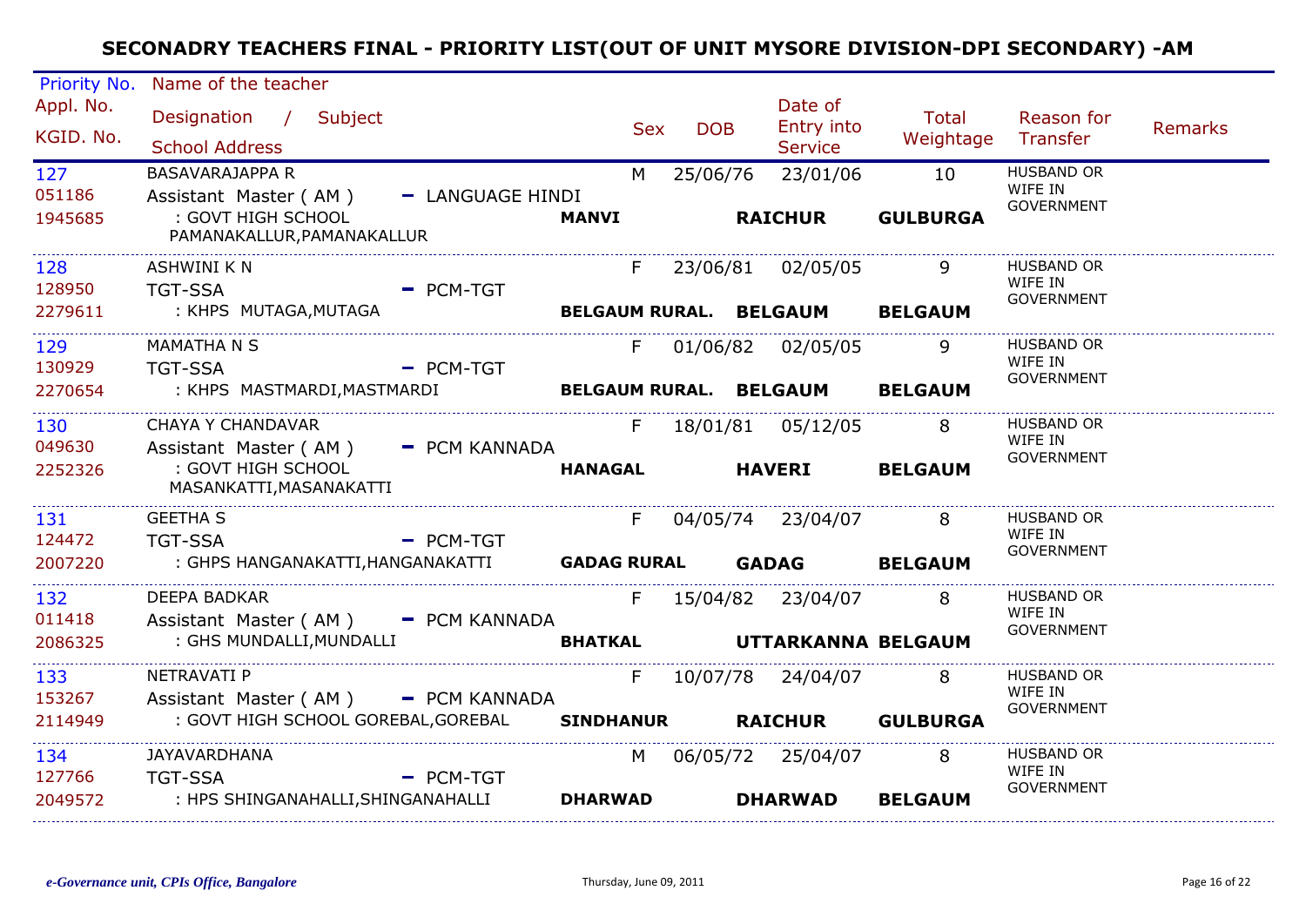## SECONADRY TEACHERS FINAL - PRIORITY LIST(OUT OF UNIT MYSORE DIVISION-DPI SECONDARY) -AM

| Priority No. / Appl. No. / KGID. No. | Name of the teacher / Designation / Subject / School Address | Sex | DOB | Date of Entry into Service | Total Weightage | Reason for Transfer | Remarks |
|---|---|---|---|---|---|---|---|
| 127 / 051186 / 1945685 | BASAVARAJAPPA R / Assistant Master ( AM ) - LANGUAGE HINDI / : GOVT HIGH SCHOOL PAMANAKALLUR,PAMANAKALLUR / **MANVI** **RAICHUR** **GULBURGA** | M | 25/06/76 | 23/01/06 | 10 | HUSBAND OR WIFE IN GOVERNMENT | |
| 128 / 128950 / 2279611 | ASHWINI K N / TGT-SSA - PCM-TGT / : KHPS MUTAGA,MUTAGA / **BELGAUM RURAL.** **BELGAUM** **BELGAUM** | F | 23/06/81 | 02/05/05 | 9 | HUSBAND OR WIFE IN GOVERNMENT | |
| 129 / 130929 / 2270654 | MAMATHA N S / TGT-SSA - PCM-TGT / : KHPS MASTMARDI,MASTMARDI / **BELGAUM RURAL.** **BELGAUM** **BELGAUM** | F | 01/06/82 | 02/05/05 | 9 | HUSBAND OR WIFE IN GOVERNMENT | |
| 130 / 049630 / 2252326 | CHAYA Y CHANDAVAR / Assistant Master ( AM ) - PCM KANNADA / : GOVT HIGH SCHOOL MASANKATTI,MASANAKATTI / **HANAGAL** **HAVERI** **BELGAUM** | F | 18/01/81 | 05/12/05 | 8 | HUSBAND OR WIFE IN GOVERNMENT | |
| 131 / 124472 / 2007220 | GEETHA S / TGT-SSA - PCM-TGT / : GHPS HANGANAKATTI,HANGANAKATTI / **GADAG RURAL** **GADAG** **BELGAUM** | F | 04/05/74 | 23/04/07 | 8 | HUSBAND OR WIFE IN GOVERNMENT | |
| 132 / 011418 / 2086325 | DEEPA BADKAR / Assistant Master ( AM ) - PCM KANNADA / : GHS MUNDALLI,MUNDALLI / **BHATKAL** **UTTARKANNA** **BELGAUM** | F | 15/04/82 | 23/04/07 | 8 | HUSBAND OR WIFE IN GOVERNMENT | |
| 133 / 153267 / 2114949 | NETRAVATI P / Assistant Master ( AM ) - PCM KANNADA / : GOVT HIGH SCHOOL GOREBAL,GOREBAL / **SINDHANUR** **RAICHUR** **GULBURGA** | F | 10/07/78 | 24/04/07 | 8 | HUSBAND OR WIFE IN GOVERNMENT | |
| 134 / 127766 / 2049572 | JAYAVARDHANA / TGT-SSA - PCM-TGT / : HPS SHINGANAHALLI,SHINGANAHALLI / **DHARWAD** **DHARWAD** **BELGAUM** | M | 06/05/72 | 25/04/07 | 8 | HUSBAND OR WIFE IN GOVERNMENT | |

*e-Governance unit, CPIs Office, Bangalore* Thursday, June 09, 2011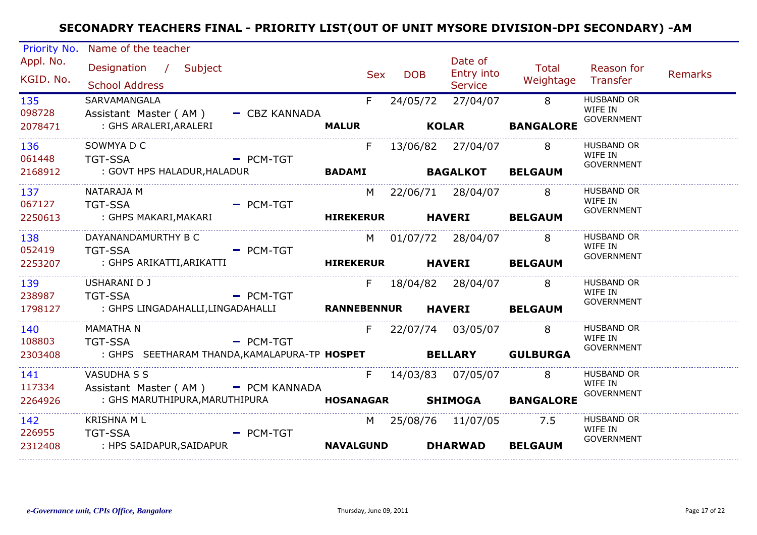# SECONADRY TEACHERS FINAL - PRIORITY LIST(OUT OF UNIT MYSORE DIVISION-DPI SECONDARY) -AM

| Priority No. / Appl. No. / KGID. No. | Name of the teacher / Designation / Subject / School Address | Sex | DOB | Date of Entry into Service | Total Weightage | Reason for Transfer | Remarks |
|---|---|---|---|---|---|---|---|
| 135<br>098728<br>2078471 | SARVAMANGALA<br>Assistant Master ( AM ) - CBZ KANNADA<br>: GHS ARALERI,ARALERI **MALUR** **KOLAR** **BANGALORE** | F | 24/05/72 | 27/04/07 | 8 | HUSBAND OR WIFE IN GOVERNMENT | |
| 136<br>061448<br>2168912 | SOWMYA D C<br>TGT-SSA - PCM-TGT<br>: GOVT HPS HALADUR,HALADUR **BADAMI** **BAGALKOT** **BELGAUM** | F | 13/06/82 | 27/04/07 | 8 | HUSBAND OR WIFE IN GOVERNMENT | |
| 137<br>067127<br>2250613 | NATARAJA M<br>TGT-SSA - PCM-TGT<br>: GHPS MAKARI,MAKARI **HIREKERUR** **HAVERI** **BELGAUM** | M | 22/06/71 | 28/04/07 | 8 | HUSBAND OR WIFE IN GOVERNMENT | |
| 138<br>052419<br>2253207 | DAYANANDAMURTHY B C<br>TGT-SSA - PCM-TGT<br>: GHPS ARIKATTI,ARIKATTI **HIREKERUR** **HAVERI** **BELGAUM** | M | 01/07/72 | 28/04/07 | 8 | HUSBAND OR WIFE IN GOVERNMENT | |
| 139<br>238987<br>1798127 | USHARANI D J<br>TGT-SSA - PCM-TGT<br>: GHPS LINGADAHALLI,LINGADAHALLI **RANNEBENNUR** **HAVERI** **BELGAUM** | F | 18/04/82 | 28/04/07 | 8 | HUSBAND OR WIFE IN GOVERNMENT | |
| 140<br>108803<br>2303408 | MAMATHA N<br>TGT-SSA - PCM-TGT<br>: GHPS SEETHARAM THANDA,KAMALAPURA-TP **HOSPET** **BELLARY** **GULBURGA** | F | 22/07/74 | 03/05/07 | 8 | HUSBAND OR WIFE IN GOVERNMENT | |
| 141<br>117334<br>2264926 | VASUDHA S S<br>Assistant Master ( AM ) - PCM KANNADA<br>: GHS MARUTHIPURA,MARUTHIPURA **HOSANAGAR** **SHIMOGA** **BANGALORE** | F | 14/03/83 | 07/05/07 | 8 | HUSBAND OR WIFE IN GOVERNMENT | |
| 142<br>226955<br>2312408 | KRISHNA M L<br>TGT-SSA - PCM-TGT<br>: HPS SAIDAPUR,SAIDAPUR **NAVALGUND** **DHARWAD** **BELGAUM** | M | 25/08/76 | 11/07/05 | 7.5 | HUSBAND OR WIFE IN GOVERNMENT | |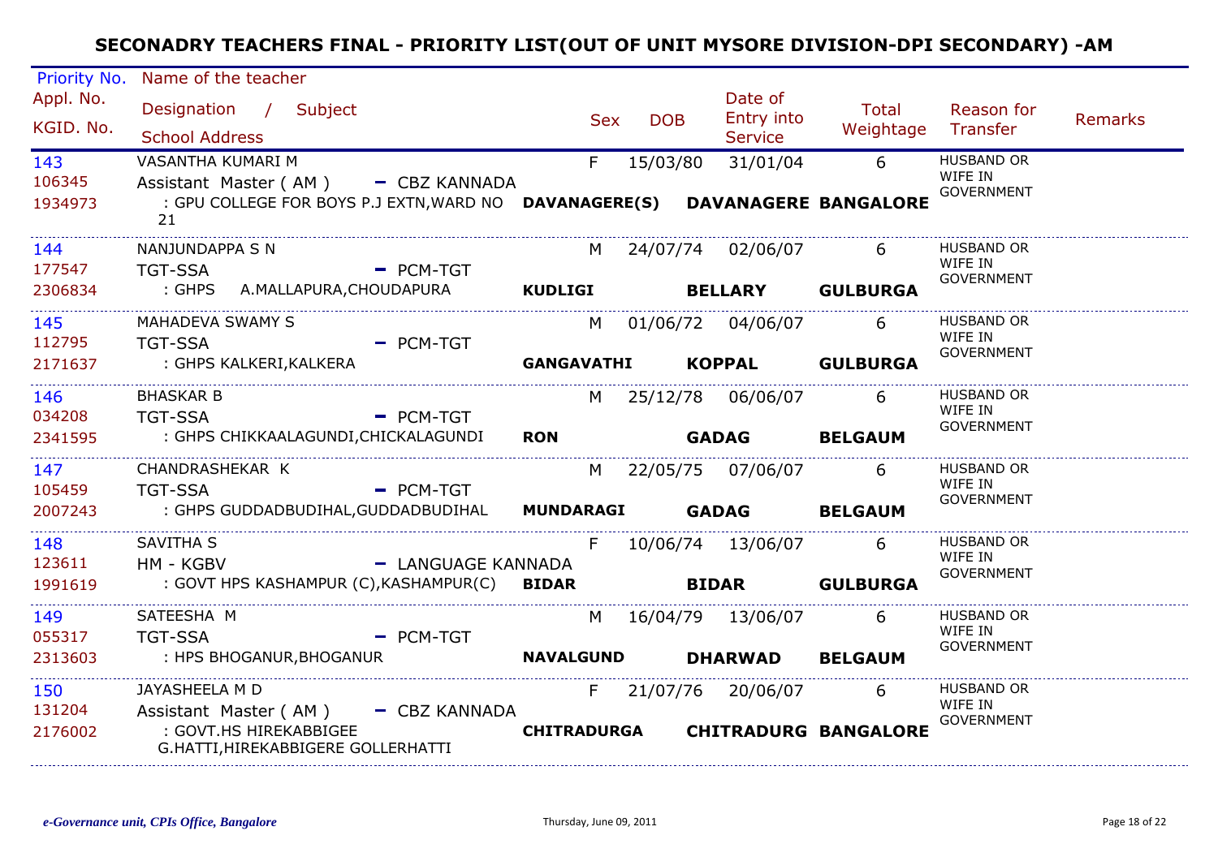# SECONADRY TEACHERS FINAL - PRIORITY LIST(OUT OF UNIT MYSORE DIVISION-DPI SECONDARY) -AM

| Priority No. / Appl. No. / KGID. No. | Name of the teacher / Designation / Subject / School Address | Sex | DOB | Date of Entry into Service | Total Weightage | Reason for Transfer | Remarks |
|---|---|---|---|---|---|---|---|
| 143 / 106345 / 1934973 | VASANTHA KUMARI M / Assistant Master ( AM ) - CBZ KANNADA / : GPU COLLEGE FOR BOYS P.J EXTN,WARD NO 21 **DAVANAGERE(S) DAVANAGERE BANGALORE** | F | 15/03/80 | 31/01/04 | 6 | HUSBAND OR WIFE IN GOVERNMENT | |
| 144 / 177547 / 2306834 | NANJUNDAPPA S N / TGT-SSA - PCM-TGT / : GHPS A.MALLAPURA,CHOUDAPURA **KUDLIGI BELLARY GULBURGA** | M | 24/07/74 | 02/06/07 | 6 | HUSBAND OR WIFE IN GOVERNMENT | |
| 145 / 112795 / 2171637 | MAHADEVA SWAMY S / TGT-SSA - PCM-TGT / : GHPS KALKERI,KALKERA **GANGAVATHI KOPPAL GULBURGA** | M | 01/06/72 | 04/06/07 | 6 | HUSBAND OR WIFE IN GOVERNMENT | |
| 146 / 034208 / 2341595 | BHASKAR B / TGT-SSA - PCM-TGT / : GHPS CHIKKAALAGUNDI,CHICKALAGUNDI **RON GADAG BELGAUM** | M | 25/12/78 | 06/06/07 | 6 | HUSBAND OR WIFE IN GOVERNMENT | |
| 147 / 105459 / 2007243 | CHANDRASHEKAR K / TGT-SSA - PCM-TGT / : GHPS GUDDADBUDIHAL,GUDDADBUDIHAL **MUNDARAGI GADAG BELGAUM** | M | 22/05/75 | 07/06/07 | 6 | HUSBAND OR WIFE IN GOVERNMENT | |
| 148 / 123611 / 1991619 | SAVITHA S / HM - KGBV - LANGUAGE KANNADA / : GOVT HPS KASHAMPUR (C),KASHAMPUR(C) **BIDAR BIDAR GULBURGA** | F | 10/06/74 | 13/06/07 | 6 | HUSBAND OR WIFE IN GOVERNMENT | |
| 149 / 055317 / 2313603 | SATEESHA M / TGT-SSA - PCM-TGT / : HPS BHOGANUR,BHOGANUR **NAVALGUND DHARWAD BELGAUM** | M | 16/04/79 | 13/06/07 | 6 | HUSBAND OR WIFE IN GOVERNMENT | |
| 150 / 131204 / 2176002 | JAYASHEELA M D / Assistant Master ( AM ) - CBZ KANNADA / : GOVT.HS HIREKABBIGEE G.HATTI,HIREKABBIGERE GOLLERHATTI **CHITRADURGA CHITRADURG BANGALORE** | F | 21/07/76 | 20/06/07 | 6 | HUSBAND OR WIFE IN GOVERNMENT | |

*e-Governance unit, CPIs Office, Bangalore* — Thursday, June 09, 2011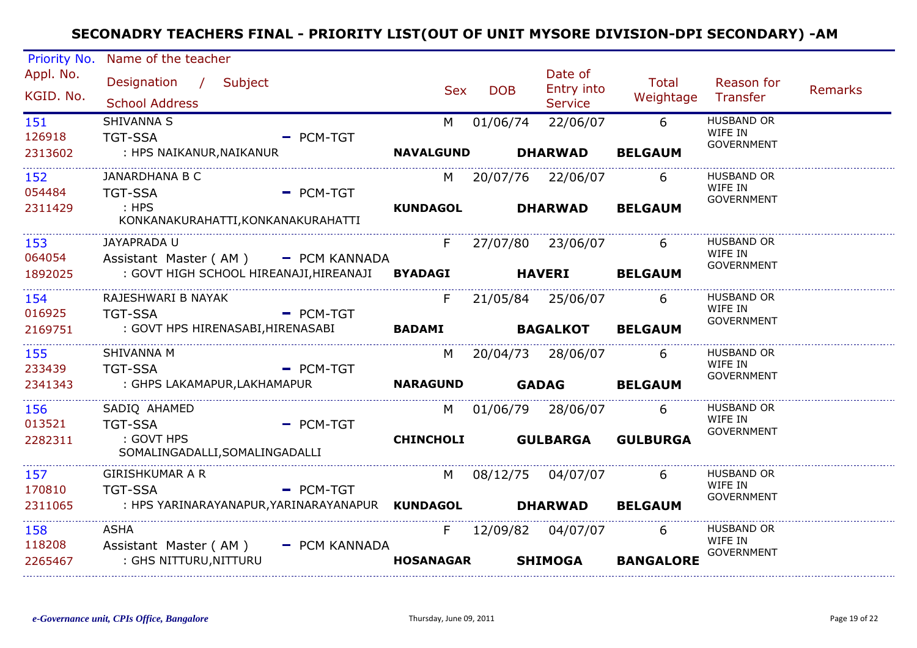# SECONADRY TEACHERS FINAL - PRIORITY LIST(OUT OF UNIT MYSORE DIVISION-DPI SECONDARY) -AM

| Priority No. / Appl. No. / KGID. No. | Name of the teacher / Designation / Subject / School Address | Sex | DOB | Date of Entry into Service | Total Weightage | Reason for Transfer | Remarks |
|---|---|---|---|---|---|---|---|
| 151 / 126918 / 2313602 | SHIVANNA S / TGT-SSA - PCM-TGT / : HPS NAIKANUR,NAIKANUR / **NAVALGUND** **DHARWAD** **BELGAUM** | M | 01/06/74 | 22/06/07 | 6 | HUSBAND OR WIFE IN GOVERNMENT | |
| 152 / 054484 / 2311429 | JANARDHANA B C / TGT-SSA - PCM-TGT / : HPS KONKANAKURAHATTI,KONKANAKURAHATTI / **KUNDAGOL** **DHARWAD** **BELGAUM** | M | 20/07/76 | 22/06/07 | 6 | HUSBAND OR WIFE IN GOVERNMENT | |
| 153 / 064054 / 1892025 | JAYAPRADA U / Assistant Master ( AM ) - PCM KANNADA / : GOVT HIGH SCHOOL HIREANAJI,HIREANAJI / **BYADAGI** **HAVERI** **BELGAUM** | F | 27/07/80 | 23/06/07 | 6 | HUSBAND OR WIFE IN GOVERNMENT | |
| 154 / 016925 / 2169751 | RAJESHWARI B NAYAK / TGT-SSA - PCM-TGT / : GOVT HPS HIRENASABI,HIRENASABI / **BADAMI** **BAGALKOT** **BELGAUM** | F | 21/05/84 | 25/06/07 | 6 | HUSBAND OR WIFE IN GOVERNMENT | |
| 155 / 233439 / 2341343 | SHIVANNA M / TGT-SSA - PCM-TGT / : GHPS LAKAMAPUR,LAKHAMAPUR / **NARAGUND** **GADAG** **BELGAUM** | M | 20/04/73 | 28/06/07 | 6 | HUSBAND OR WIFE IN GOVERNMENT | |
| 156 / 013521 / 2282311 | SADIQ AHAMED / TGT-SSA - PCM-TGT / : GOVT HPS SOMALINGADALLI,SOMALINGADALLI / **CHINCHOLI** **GULBARGA** **GULBURGA** | M | 01/06/79 | 28/06/07 | 6 | HUSBAND OR WIFE IN GOVERNMENT | |
| 157 / 170810 / 2311065 | GIRISHKUMAR A R / TGT-SSA - PCM-TGT / : HPS YARINARAYANAPUR,YARINARAYANAPUR / **KUNDAGOL** **DHARWAD** **BELGAUM** | M | 08/12/75 | 04/07/07 | 6 | HUSBAND OR WIFE IN GOVERNMENT | |
| 158 / 118208 / 2265467 | ASHA / Assistant Master ( AM ) - PCM KANNADA / : GHS NITTURU,NITTURU / **HOSANAGAR** **SHIMOGA** **BANGALORE** | F | 12/09/82 | 04/07/07 | 6 | HUSBAND OR WIFE IN GOVERNMENT | |

*e-Governance unit, CPIs Office, Bangalore* Thursday, June 09, 2011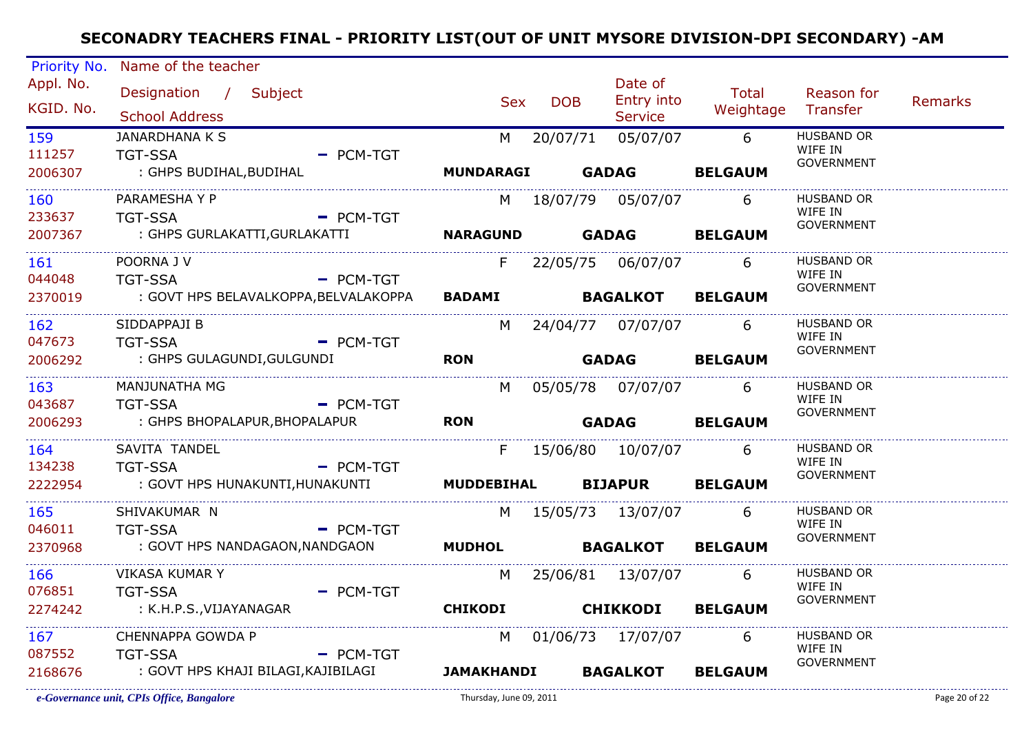# SECONADRY TEACHERS FINAL - PRIORITY LIST(OUT OF UNIT MYSORE DIVISION-DPI SECONDARY) -AM

| Priority No. / Appl. No. / KGID. No. | Name of the teacher / Designation / Subject / School Address | Sex | DOB | Date of Entry into Service | Total Weightage | Reason for Transfer | Remarks |
|---|---|---|---|---|---|---|---|
| 159 / 111257 / 2006307 | JANARDHANA K S / TGT-SSA - PCM-TGT / : GHPS BUDIHAL,BUDIHAL / **MUNDARAGI** **GADAG** **BELGAUM** | M | 20/07/71 | 05/07/07 | 6 | HUSBAND OR WIFE IN GOVERNMENT | |
| 160 / 233637 / 2007367 | PARAMESHA Y P / TGT-SSA - PCM-TGT / : GHPS GURLAKATTI,GURLAKATTI / **NARAGUND** **GADAG** **BELGAUM** | M | 18/07/79 | 05/07/07 | 6 | HUSBAND OR WIFE IN GOVERNMENT | |
| 161 / 044048 / 2370019 | POORNA J V / TGT-SSA - PCM-TGT / : GOVT HPS BELAVALKOPPA,BELVALAKOPPA / **BADAMI** **BAGALKOT** **BELGAUM** | F | 22/05/75 | 06/07/07 | 6 | HUSBAND OR WIFE IN GOVERNMENT | |
| 162 / 047673 / 2006292 | SIDDAPPAJI B / TGT-SSA - PCM-TGT / : GHPS GULAGUNDI,GULGUNDI / **RON** **GADAG** **BELGAUM** | M | 24/04/77 | 07/07/07 | 6 | HUSBAND OR WIFE IN GOVERNMENT | |
| 163 / 043687 / 2006293 | MANJUNATHA MG / TGT-SSA - PCM-TGT / : GHPS BHOPALAPUR,BHOPALAPUR / **RON** **GADAG** **BELGAUM** | M | 05/05/78 | 07/07/07 | 6 | HUSBAND OR WIFE IN GOVERNMENT | |
| 164 / 134238 / 2222954 | SAVITA TANDEL / TGT-SSA - PCM-TGT / : GOVT HPS HUNAKUNTI,HUNAKUNTI / **MUDDEBIHAL** **BIJAPUR** **BELGAUM** | F | 15/06/80 | 10/07/07 | 6 | HUSBAND OR WIFE IN GOVERNMENT | |
| 165 / 046011 / 2370968 | SHIVAKUMAR N / TGT-SSA - PCM-TGT / : GOVT HPS NANDAGAON,NANDGAON / **MUDHOL** **BAGALKOT** **BELGAUM** | M | 15/05/73 | 13/07/07 | 6 | HUSBAND OR WIFE IN GOVERNMENT | |
| 166 / 076851 / 2274242 | VIKASA KUMAR Y / TGT-SSA - PCM-TGT / : K.H.P.S.,VIJAYANAGAR / **CHIKODI** **CHIKKODI** **BELGAUM** | M | 25/06/81 | 13/07/07 | 6 | HUSBAND OR WIFE IN GOVERNMENT | |
| 167 / 087552 / 2168676 | CHENNAPPA GOWDA P / TGT-SSA - PCM-TGT / : GOVT HPS KHAJI BILAGI,KAJIBILAGI / **JAMAKHANDI** **BAGALKOT** **BELGAUM** | M | 01/06/73 | 17/07/07 | 6 | HUSBAND OR WIFE IN GOVERNMENT | |

*e-Governance unit, CPIs Office, Bangalore* Thursday, June 09, 2011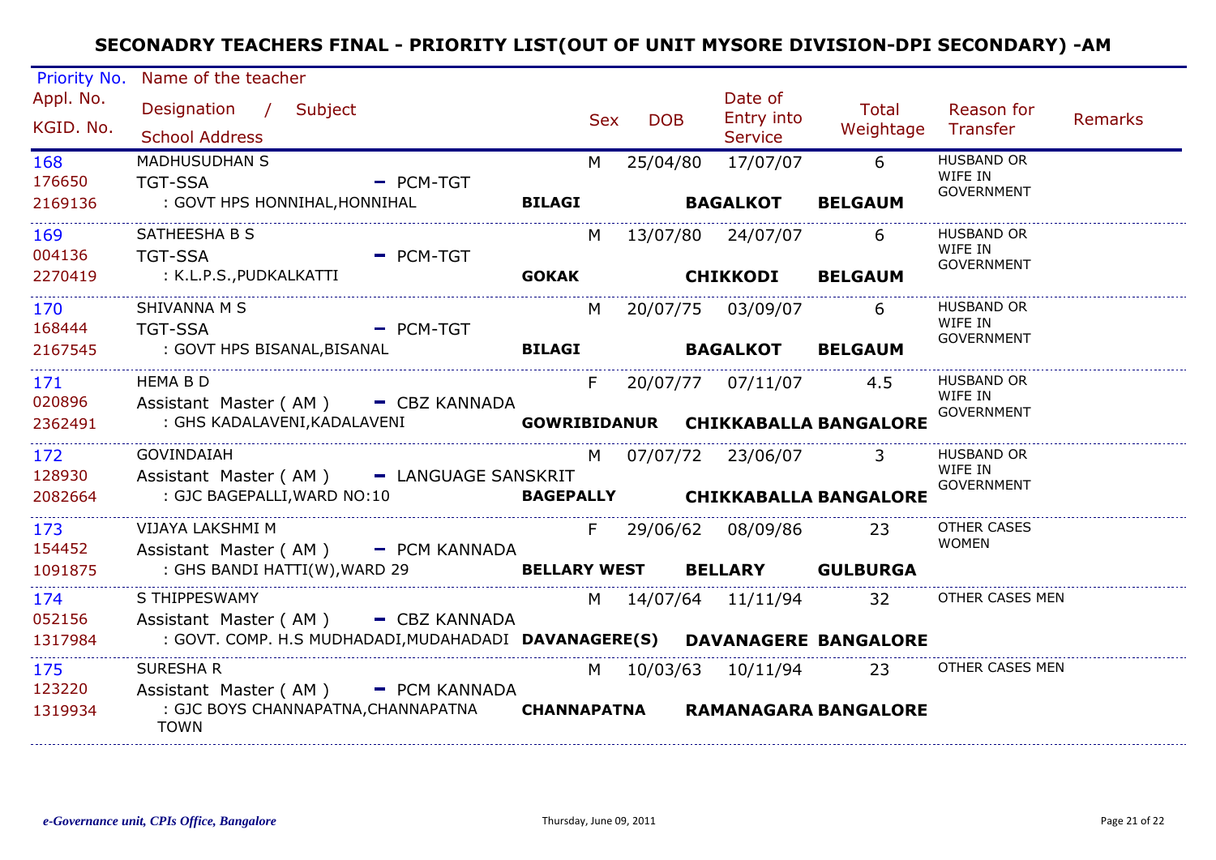# SECONADRY TEACHERS FINAL - PRIORITY LIST(OUT OF UNIT MYSORE DIVISION-DPI SECONDARY) -AM

| Priority No. / Appl. No. / KGID. No. | Name of the teacher / Designation / Subject / School Address | Sex | DOB | Date of Entry into Service | Total Weightage | Reason for Transfer | Remarks |
|---|---|---|---|---|---|---|---|
| 168 / 176650 / 2169136 | MADHUSUDHAN S / TGT-SSA - PCM-TGT / : GOVT HPS HONNIHAL,HONNIHAL BILAGI BAGALKOT BELGAUM | M | 25/04/80 | 17/07/07 | 6 | HUSBAND OR WIFE IN GOVERNMENT | |
| 169 / 004136 / 2270419 | SATHEESHA B S / TGT-SSA - PCM-TGT / : K.L.P.S.,PUDKALKATTI GOKAK CHIKKODI BELGAUM | M | 13/07/80 | 24/07/07 | 6 | HUSBAND OR WIFE IN GOVERNMENT | |
| 170 / 168444 / 2167545 | SHIVANNA M S / TGT-SSA - PCM-TGT / : GOVT HPS BISANAL,BISANAL BILAGI BAGALKOT BELGAUM | M | 20/07/75 | 03/09/07 | 6 | HUSBAND OR WIFE IN GOVERNMENT | |
| 171 / 020896 / 2362491 | HEMA B D / Assistant Master ( AM ) - CBZ KANNADA / : GHS KADALAVENI,KADALAVENI GOWRIBIDANUR CHIKKABALLA BANGALORE | F | 20/07/77 | 07/11/07 | 4.5 | HUSBAND OR WIFE IN GOVERNMENT | |
| 172 / 128930 / 2082664 | GOVINDAIAH / Assistant Master ( AM ) - LANGUAGE SANSKRIT / : GJC BAGEPALLI,WARD NO:10 BAGEPALLY CHIKKABALLA BANGALORE | M | 07/07/72 | 23/06/07 | 3 | HUSBAND OR WIFE IN GOVERNMENT | |
| 173 / 154452 / 1091875 | VIJAYA LAKSHMI M / Assistant Master ( AM ) - PCM KANNADA / : GHS BANDI HATTI(W),WARD 29 BELLARY WEST BELLARY GULBURGA | F | 29/06/62 | 08/09/86 | 23 | OTHER CASES WOMEN | |
| 174 / 052156 / 1317984 | S THIPPESWAMY / Assistant Master ( AM ) - CBZ KANNADA / : GOVT. COMP. H.S MUDHADADI,MUDAHADADI DAVANAGERE(S) DAVANAGERE BANGALORE | M | 14/07/64 | 11/11/94 | 32 | OTHER CASES MEN | |
| 175 / 123220 / 1319934 | SURESHA R / Assistant Master ( AM ) - PCM KANNADA / : GJC BOYS CHANNAPATNA,CHANNAPATNA TOWN CHANNAPATNA RAMANAGARA BANGALORE | M | 10/03/63 | 10/11/94 | 23 | OTHER CASES MEN | |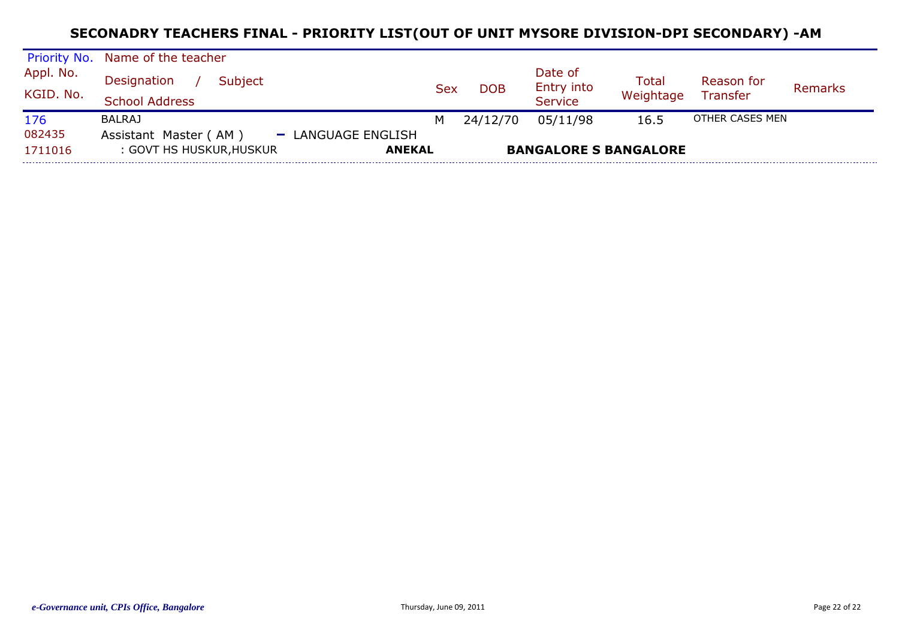# SECONADRY TEACHERS FINAL - PRIORITY LIST(OUT OF UNIT MYSORE DIVISION-DPI SECONDARY) -AM

| Priority No. / Appl. No. / KGID. No. | Name of the teacher / Designation / Subject / School Address | Sex | DOB | Date of Entry into Service | Total Weightage | Reason for Transfer | Remarks |
|---|---|---|---|---|---|---|---|
| 176 / 082435 / 1711016 | BALRAJ / Assistant Master ( AM ) - LANGUAGE ENGLISH / : GOVT HS HUSKUR,HUSKUR **ANEKAL** **BANGALORE S BANGALORE** | M | 24/12/70 | 05/11/98 | 16.5 | OTHER CASES MEN | |

*e-Governance unit, CPIs Office, Bangalore*

Thursday, June 09, 2011